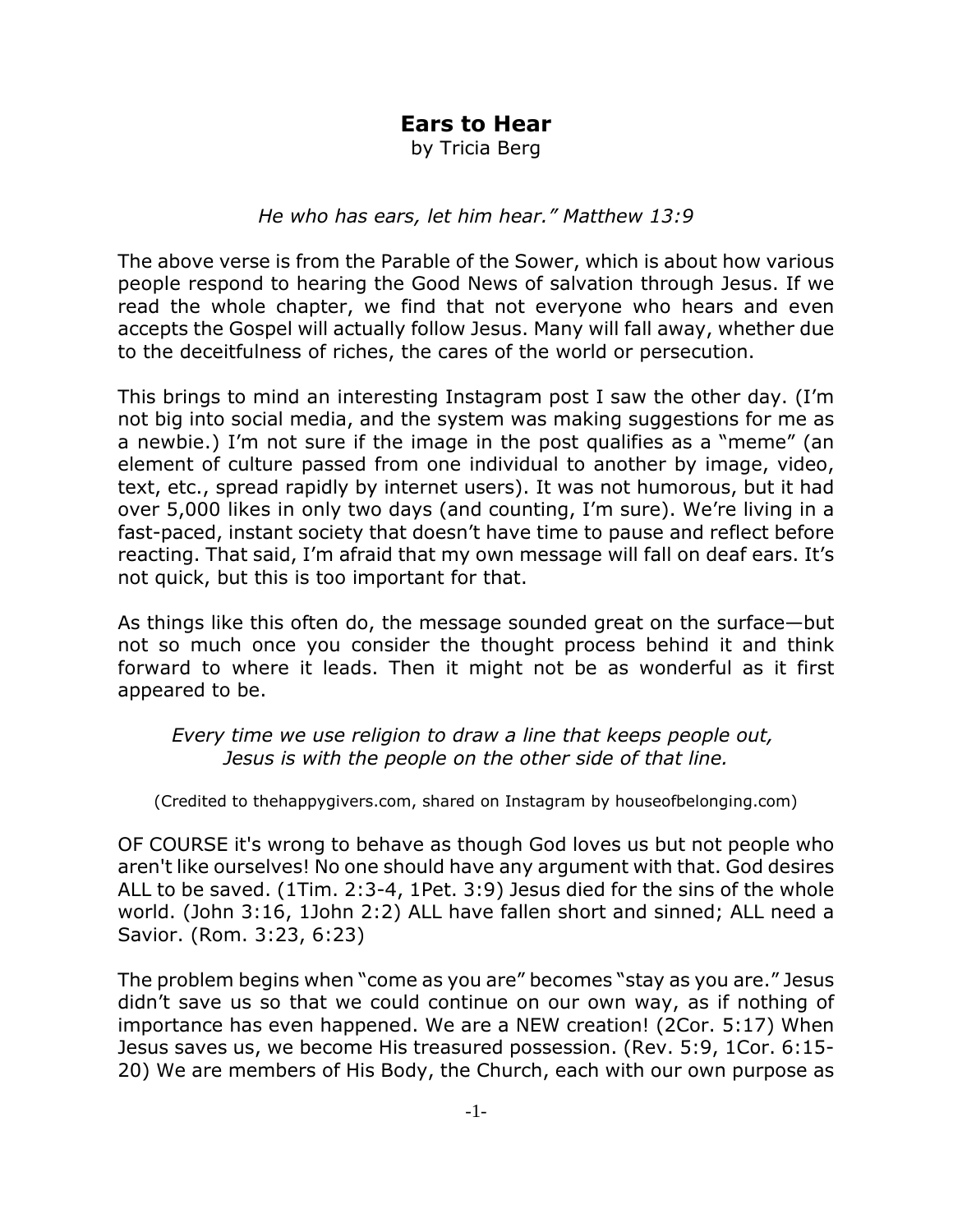# Ears to Hear

by Tricia Berg

*He who has ears, let him hear." Matthew 13:9*

The above verse is from the Parable of the Sower, which is about how various people respond to hearing the Good News of salvation through Jesus. If we read the whole chapter, we find that not everyone who hears and even accepts the Gospel will actually follow Jesus. Many will fall away, whether due to the deceitfulness of riches, the cares of the world or persecution.

This brings to mind an interesting Instagram post I saw the other day. (I'm not big into social media, and the system was making suggestions for me as a newbie.) I'm not sure if the image in the post qualifies as a "meme" (an element of culture passed from one individual to another by image, video, text, etc., spread rapidly by internet users). It was not humorous, but it had over 5,000 likes in only two days (and counting, I'm sure). We're living in a fast-paced, instant society that doesn't have time to pause and reflect before reacting. That said, I'm afraid that my own message will fall on deaf ears. It's not quick, but this is too important for that.

As things like this often do, the message sounded great on the surface—but not so much once you consider the thought process behind it and think forward to where it leads. Then it might not be as wonderful as it first appeared to be.

*Every time we use religion to draw a line that keeps people out,*
*Jesus is with the people on the other side of that line.*

(Credited to thehappygivers.com, shared on Instagram by houseofbelonging.com)

OF COURSE it's wrong to behave as though God loves us but not people who aren't like ourselves! No one should have any argument with that. God desires ALL to be saved. (1Tim. 2:3-4, 1Pet. 3:9) Jesus died for the sins of the whole world. (John 3:16, 1John 2:2) ALL have fallen short and sinned; ALL need a Savior. (Rom. 3:23, 6:23)

The problem begins when "come as you are" becomes "stay as you are." Jesus didn't save us so that we could continue on our own way, as if nothing of importance has even happened. We are a NEW creation! (2Cor. 5:17) When Jesus saves us, we become His treasured possession. (Rev. 5:9, 1Cor. 6:15-20) We are members of His Body, the Church, each with our own purpose as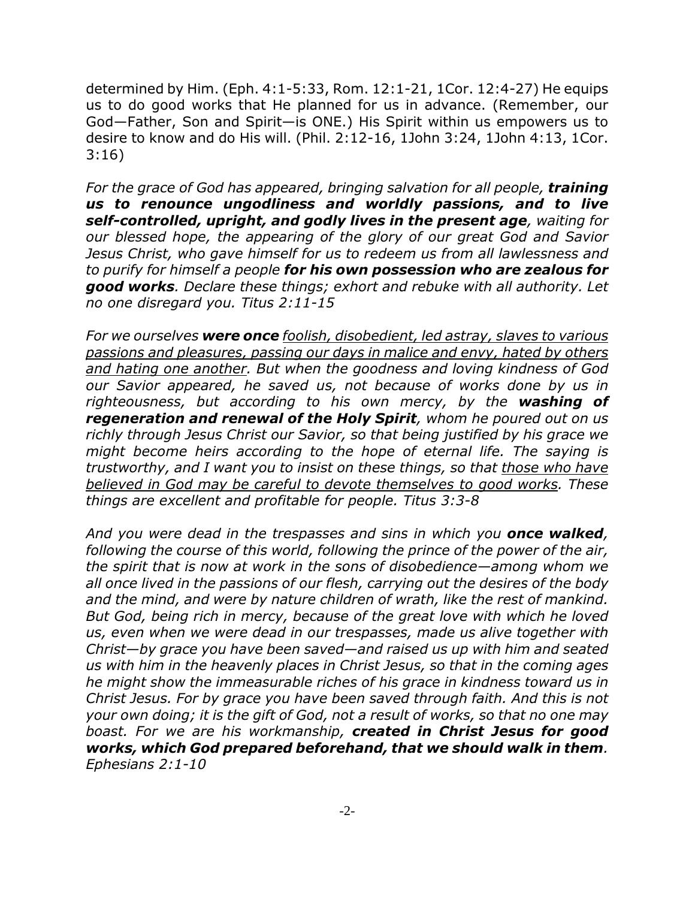determined by Him. (Eph. 4:1-5:33, Rom. 12:1-21, 1Cor. 12:4-27) He equips us to do good works that He planned for us in advance. (Remember, our God—Father, Son and Spirit—is ONE.) His Spirit within us empowers us to desire to know and do His will. (Phil. 2:12-16, 1John 3:24, 1John 4:13, 1Cor. 3:16)

*For the grace of God has appeared, bringing salvation for all people, **training us to renounce ungodliness and worldly passions, and to live self-controlled, upright, and godly lives in the present age**, waiting for our blessed hope, the appearing of the glory of our great God and Savior Jesus Christ, who gave himself for us to redeem us from all lawlessness and to purify for himself a people **for his own possession who are zealous for good works**. Declare these things; exhort and rebuke with all authority. Let no one disregard you. Titus 2:11-15*

*For we ourselves **were once** <u>foolish, disobedient, led astray, slaves to various passions and pleasures, passing our days in malice and envy, hated by others and hating one another</u>. But when the goodness and loving kindness of God our Savior appeared, he saved us, not because of works done by us in righteousness, but according to his own mercy, by the **washing of regeneration and renewal of the Holy Spirit**, whom he poured out on us richly through Jesus Christ our Savior, so that being justified by his grace we might become heirs according to the hope of eternal life. The saying is trustworthy, and I want you to insist on these things, so that <u>those who have believed in God may be careful to devote themselves to good works</u>. These things are excellent and profitable for people. Titus 3:3-8*

*And you were dead in the trespasses and sins in which you **once walked**, following the course of this world, following the prince of the power of the air, the spirit that is now at work in the sons of disobedience—among whom we all once lived in the passions of our flesh, carrying out the desires of the body and the mind, and were by nature children of wrath, like the rest of mankind. But God, being rich in mercy, because of the great love with which he loved us, even when we were dead in our trespasses, made us alive together with Christ—by grace you have been saved—and raised us up with him and seated us with him in the heavenly places in Christ Jesus, so that in the coming ages he might show the immeasurable riches of his grace in kindness toward us in Christ Jesus. For by grace you have been saved through faith. And this is not your own doing; it is the gift of God, not a result of works, so that no one may boast. For we are his workmanship, **created in Christ Jesus for good works, which God prepared beforehand, that we should walk in them**. Ephesians 2:1-10*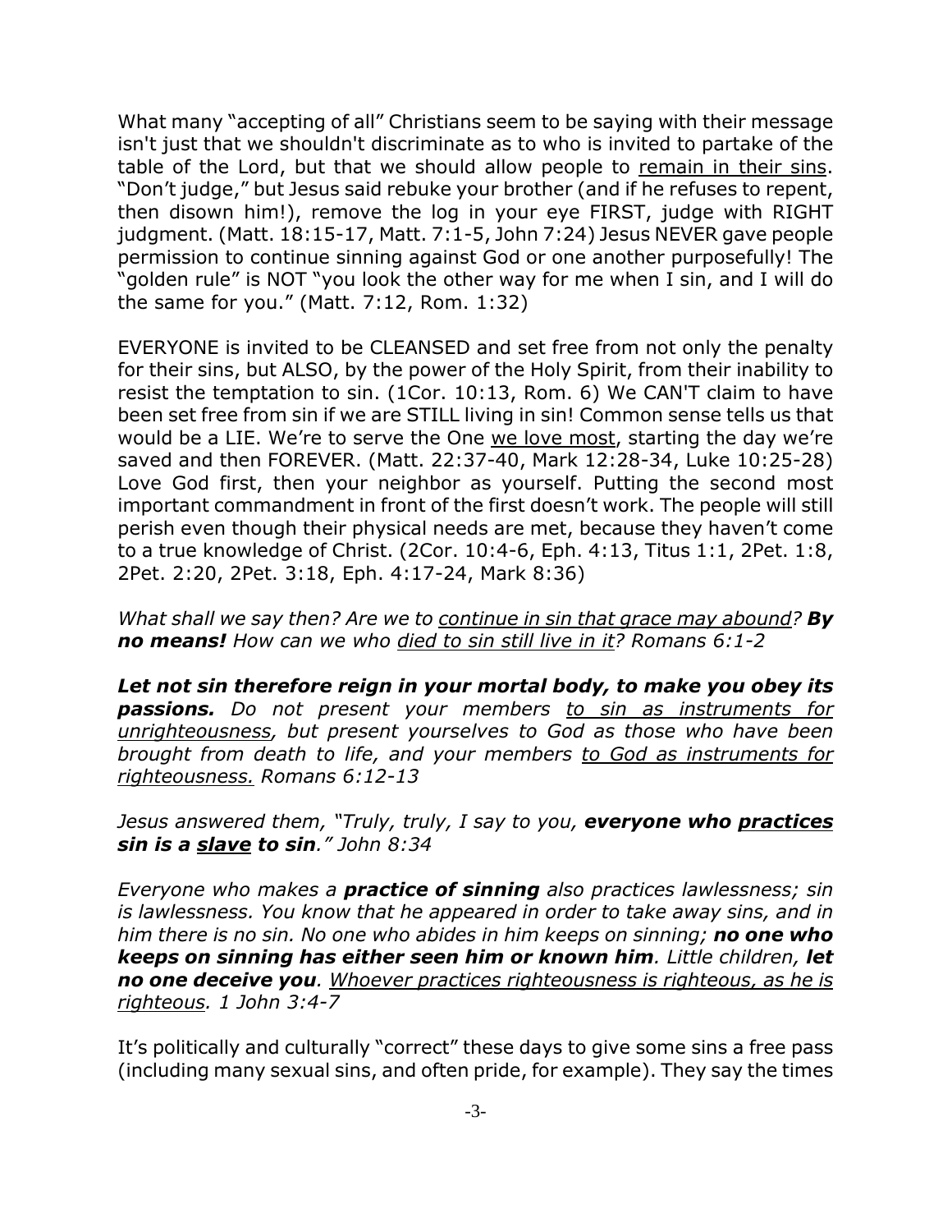What many "accepting of all" Christians seem to be saying with their message isn't just that we shouldn't discriminate as to who is invited to partake of the table of the Lord, but that we should allow people to <u>remain in their sins</u>. "Don't judge," but Jesus said rebuke your brother (and if he refuses to repent, then disown him!), remove the log in your eye FIRST, judge with RIGHT judgment. (Matt. 18:15-17, Matt. 7:1-5, John 7:24) Jesus NEVER gave people permission to continue sinning against God or one another purposefully! The "golden rule" is NOT "you look the other way for me when I sin, and I will do the same for you." (Matt. 7:12, Rom. 1:32)

EVERYONE is invited to be CLEANSED and set free from not only the penalty for their sins, but ALSO, by the power of the Holy Spirit, from their inability to resist the temptation to sin. (1Cor. 10:13, Rom. 6) We CAN'T claim to have been set free from sin if we are STILL living in sin! Common sense tells us that would be a LIE. We're to serve the One <u>we love most</u>, starting the day we're saved and then FOREVER. (Matt. 22:37-40, Mark 12:28-34, Luke 10:25-28) Love God first, then your neighbor as yourself. Putting the second most important commandment in front of the first doesn't work. The people will still perish even though their physical needs are met, because they haven't come to a true knowledge of Christ. (2Cor. 10:4-6, Eph. 4:13, Titus 1:1, 2Pet. 1:8, 2Pet. 2:20, 2Pet. 3:18, Eph. 4:17-24, Mark 8:36)

*What shall we say then? Are we to <u>continue in sin that grace may abound</u>? **By no means!** How can we who <u>died to sin still live in it</u>? Romans 6:1-2*

***Let not sin therefore reign in your mortal body, to make you obey its passions.** Do not present your members <u>to sin as instruments for unrighteousness</u>, but present yourselves to God as those who have been brought from death to life, and your members <u>to God as instruments for righteousness.</u> Romans 6:12-13*

*Jesus answered them, "Truly, truly, I say to you, **everyone who <u>practices</u> sin is a <u>slave</u> to sin**." John 8:34*

*Everyone who makes a **practice of sinning** also practices lawlessness; sin is lawlessness. You know that he appeared in order to take away sins, and in him there is no sin. No one who abides in him keeps on sinning; **no one who keeps on sinning has either seen him or known him**. Little children, **let no one deceive you**. <u>Whoever practices righteousness is righteous, as he is righteous</u>. 1 John 3:4-7*

It's politically and culturally "correct" these days to give some sins a free pass (including many sexual sins, and often pride, for example). They say the times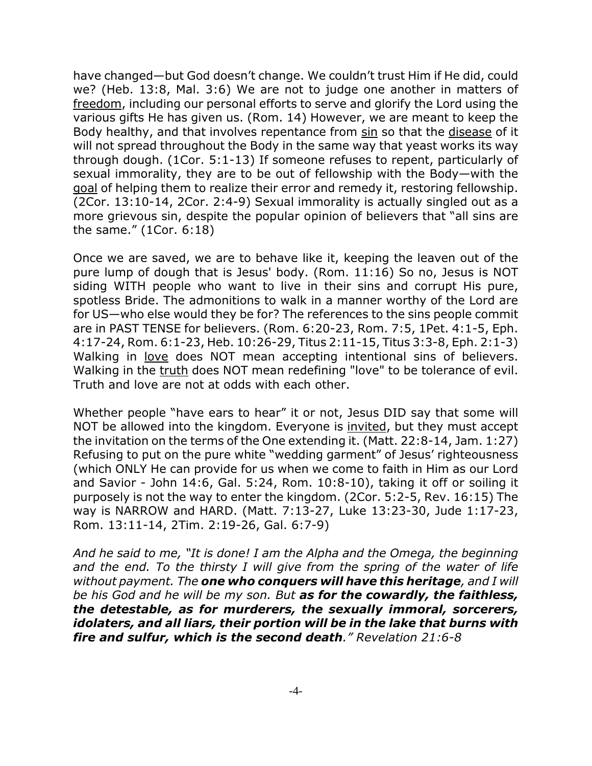have changed—but God doesn't change. We couldn't trust Him if He did, could we? (Heb. 13:8, Mal. 3:6) We are not to judge one another in matters of <u>freedom</u>, including our personal efforts to serve and glorify the Lord using the various gifts He has given us. (Rom. 14) However, we are meant to keep the Body healthy, and that involves repentance from <u>sin</u> so that the <u>disease</u> of it will not spread throughout the Body in the same way that yeast works its way through dough. (1Cor. 5:1-13) If someone refuses to repent, particularly of sexual immorality, they are to be out of fellowship with the Body—with the <u>goal</u> of helping them to realize their error and remedy it, restoring fellowship. (2Cor. 13:10-14, 2Cor. 2:4-9) Sexual immorality is actually singled out as a more grievous sin, despite the popular opinion of believers that "all sins are the same." (1Cor. 6:18)

Once we are saved, we are to behave like it, keeping the leaven out of the pure lump of dough that is Jesus' body. (Rom. 11:16) So no, Jesus is NOT siding WITH people who want to live in their sins and corrupt His pure, spotless Bride. The admonitions to walk in a manner worthy of the Lord are for US—who else would they be for? The references to the sins people commit are in PAST TENSE for believers. (Rom. 6:20-23, Rom. 7:5, 1Pet. 4:1-5, Eph. 4:17-24, Rom. 6:1-23, Heb. 10:26-29, Titus 2:11-15, Titus 3:3-8, Eph. 2:1-3) Walking in <u>love</u> does NOT mean accepting intentional sins of believers. Walking in the <u>truth</u> does NOT mean redefining "love" to be tolerance of evil. Truth and love are not at odds with each other.

Whether people "have ears to hear" it or not, Jesus DID say that some will NOT be allowed into the kingdom. Everyone is <u>invited</u>, but they must accept the invitation on the terms of the One extending it. (Matt. 22:8-14, Jam. 1:27) Refusing to put on the pure white "wedding garment" of Jesus' righteousness (which ONLY He can provide for us when we come to faith in Him as our Lord and Savior - John 14:6, Gal. 5:24, Rom. 10:8-10), taking it off or soiling it purposely is not the way to enter the kingdom. (2Cor. 5:2-5, Rev. 16:15) The way is NARROW and HARD. (Matt. 7:13-27, Luke 13:23-30, Jude 1:17-23, Rom. 13:11-14, 2Tim. 2:19-26, Gal. 6:7-9)

*And he said to me, "It is done! I am the Alpha and the Omega, the beginning and the end. To the thirsty I will give from the spring of the water of life without payment. The **one who conquers will have this heritage**, and I will be his God and he will be my son. But **as for the cowardly, the faithless, the detestable, as for murderers, the sexually immoral, sorcerers, idolaters, and all liars, their portion will be in the lake that burns with fire and sulfur, which is the second death**." Revelation 21:6-8*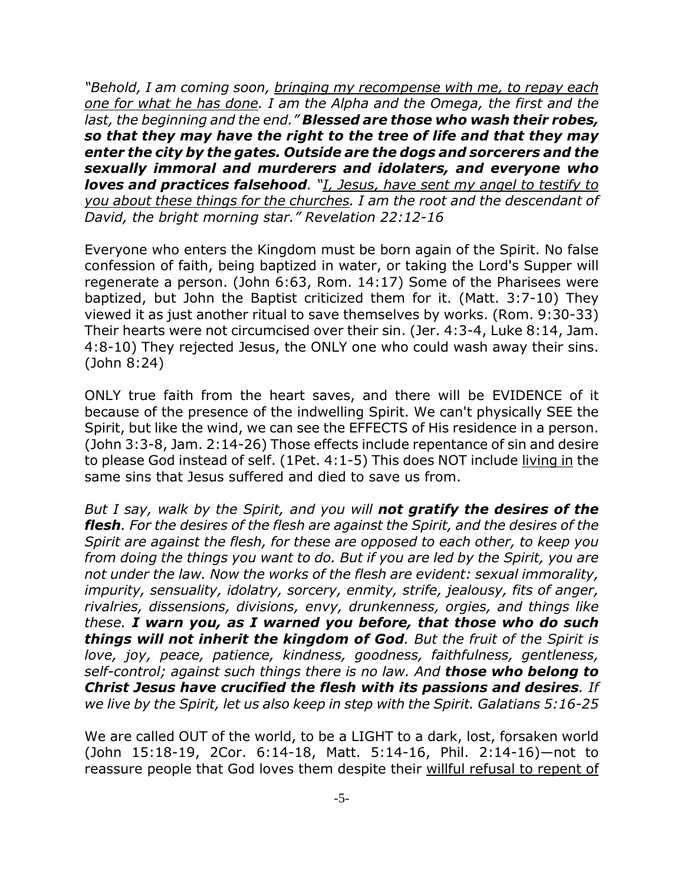*"Behold, I am coming soon, <u>bringing my recompense with me, to repay each one for what he has done</u>. I am the Alpha and the Omega, the first and the last, the beginning and the end."* ***Blessed are those who wash their robes, so that they may have the right to the tree of life and that they may enter the city by the gates. Outside are the dogs and sorcerers and the sexually immoral and murderers and idolaters, and everyone who loves and practices falsehood****. "<u>I, Jesus, have sent my angel to testify to you about these things for the churches</u>. I am the root and the descendant of David, the bright morning star." Revelation 22:12-16*

Everyone who enters the Kingdom must be born again of the Spirit. No false confession of faith, being baptized in water, or taking the Lord's Supper will regenerate a person. (John 6:63, Rom. 14:17) Some of the Pharisees were baptized, but John the Baptist criticized them for it. (Matt. 3:7-10) They viewed it as just another ritual to save themselves by works. (Rom. 9:30-33) Their hearts were not circumcised over their sin. (Jer. 4:3-4, Luke 8:14, Jam. 4:8-10) They rejected Jesus, the ONLY one who could wash away their sins. (John 8:24)

ONLY true faith from the heart saves, and there will be EVIDENCE of it because of the presence of the indwelling Spirit. We can't physically SEE the Spirit, but like the wind, we can see the EFFECTS of His residence in a person. (John 3:3-8, Jam. 2:14-26) Those effects include repentance of sin and desire to please God instead of self. (1Pet. 4:1-5) This does NOT include <u>living in</u> the same sins that Jesus suffered and died to save us from.

*But I say, walk by the Spirit, and you will* ***not gratify the desires of the flesh****. For the desires of the flesh are against the Spirit, and the desires of the Spirit are against the flesh, for these are opposed to each other, to keep you from doing the things you want to do. But if you are led by the Spirit, you are not under the law. Now the works of the flesh are evident: sexual immorality, impurity, sensuality, idolatry, sorcery, enmity, strife, jealousy, fits of anger, rivalries, dissensions, divisions, envy, drunkenness, orgies, and things like these.* ***I warn you, as I warned you before, that those who do such things will not inherit the kingdom of God****. But the fruit of the Spirit is love, joy, peace, patience, kindness, goodness, faithfulness, gentleness, self-control; against such things there is no law. And* ***those who belong to Christ Jesus have crucified the flesh with its passions and desires****. If we live by the Spirit, let us also keep in step with the Spirit. Galatians 5:16-25*

We are called OUT of the world, to be a LIGHT to a dark, lost, forsaken world (John 15:18-19, 2Cor. 6:14-18, Matt. 5:14-16, Phil. 2:14-16)—not to reassure people that God loves them despite their <u>willful refusal to repent of</u>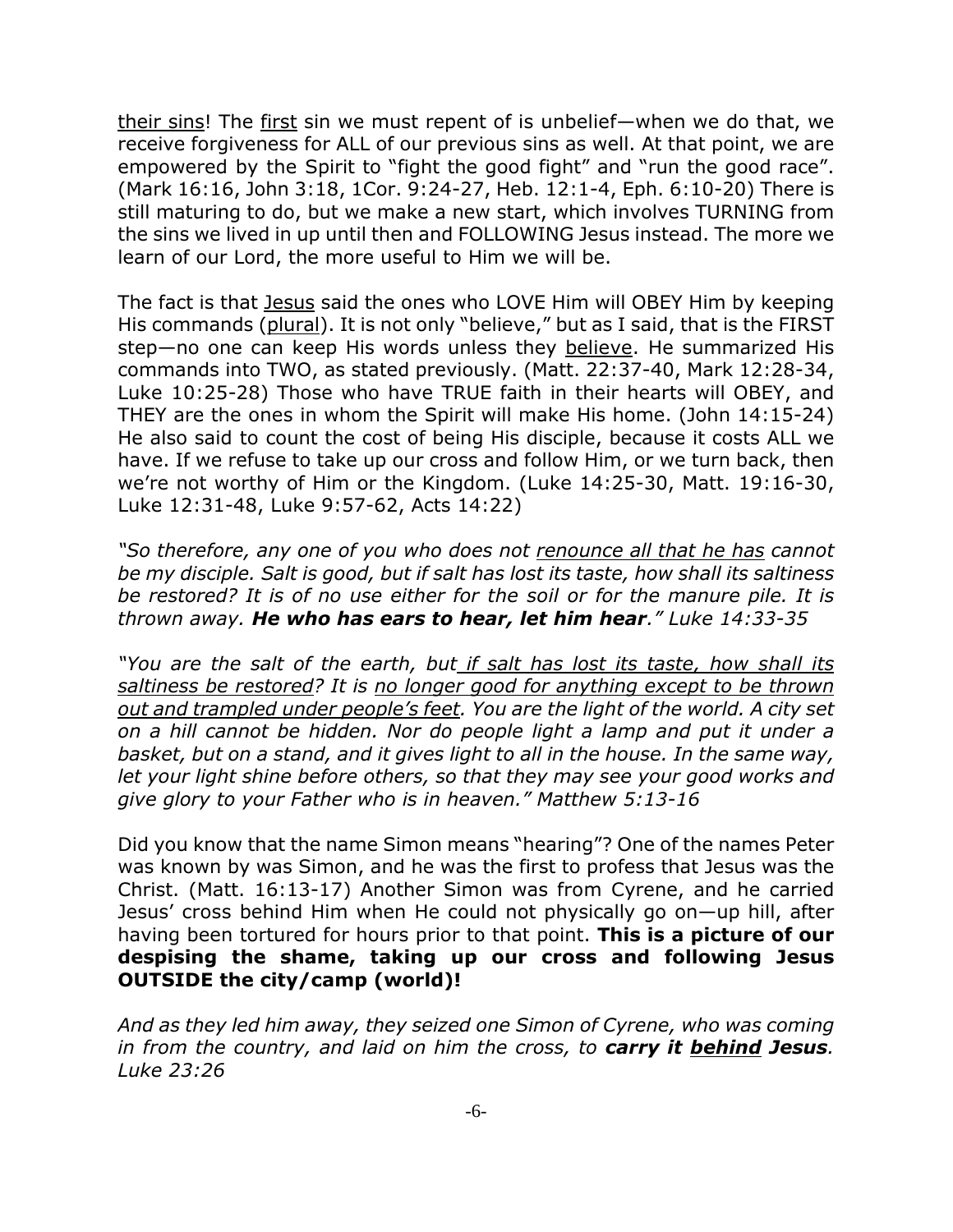their sins! The first sin we must repent of is unbelief—when we do that, we receive forgiveness for ALL of our previous sins as well. At that point, we are empowered by the Spirit to "fight the good fight" and "run the good race". (Mark 16:16, John 3:18, 1Cor. 9:24-27, Heb. 12:1-4, Eph. 6:10-20) There is still maturing to do, but we make a new start, which involves TURNING from the sins we lived in up until then and FOLLOWING Jesus instead. The more we learn of our Lord, the more useful to Him we will be.

The fact is that Jesus said the ones who LOVE Him will OBEY Him by keeping His commands (plural). It is not only "believe," but as I said, that is the FIRST step—no one can keep His words unless they believe. He summarized His commands into TWO, as stated previously. (Matt. 22:37-40, Mark 12:28-34, Luke 10:25-28) Those who have TRUE faith in their hearts will OBEY, and THEY are the ones in whom the Spirit will make His home. (John 14:15-24) He also said to count the cost of being His disciple, because it costs ALL we have. If we refuse to take up our cross and follow Him, or we turn back, then we're not worthy of Him or the Kingdom. (Luke 14:25-30, Matt. 19:16-30, Luke 12:31-48, Luke 9:57-62, Acts 14:22)

*"So therefore, any one of you who does not renounce all that he has cannot be my disciple. Salt is good, but if salt has lost its taste, how shall its saltiness be restored? It is of no use either for the soil or for the manure pile. It is thrown away.* ***He who has ears to hear, let him hear****." Luke 14:33-35*

*"You are the salt of the earth, but if salt has lost its taste, how shall its saltiness be restored? It is no longer good for anything except to be thrown out and trampled under people's feet. You are the light of the world. A city set on a hill cannot be hidden. Nor do people light a lamp and put it under a basket, but on a stand, and it gives light to all in the house. In the same way, let your light shine before others, so that they may see your good works and give glory to your Father who is in heaven." Matthew 5:13-16*

Did you know that the name Simon means "hearing"? One of the names Peter was known by was Simon, and he was the first to profess that Jesus was the Christ. (Matt. 16:13-17) Another Simon was from Cyrene, and he carried Jesus' cross behind Him when He could not physically go on—up hill, after having been tortured for hours prior to that point. **This is a picture of our despising the shame, taking up our cross and following Jesus OUTSIDE the city/camp (world)!**

*And as they led him away, they seized one Simon of Cyrene, who was coming in from the country, and laid on him the cross, to* ***carry it behind Jesus****. Luke 23:26*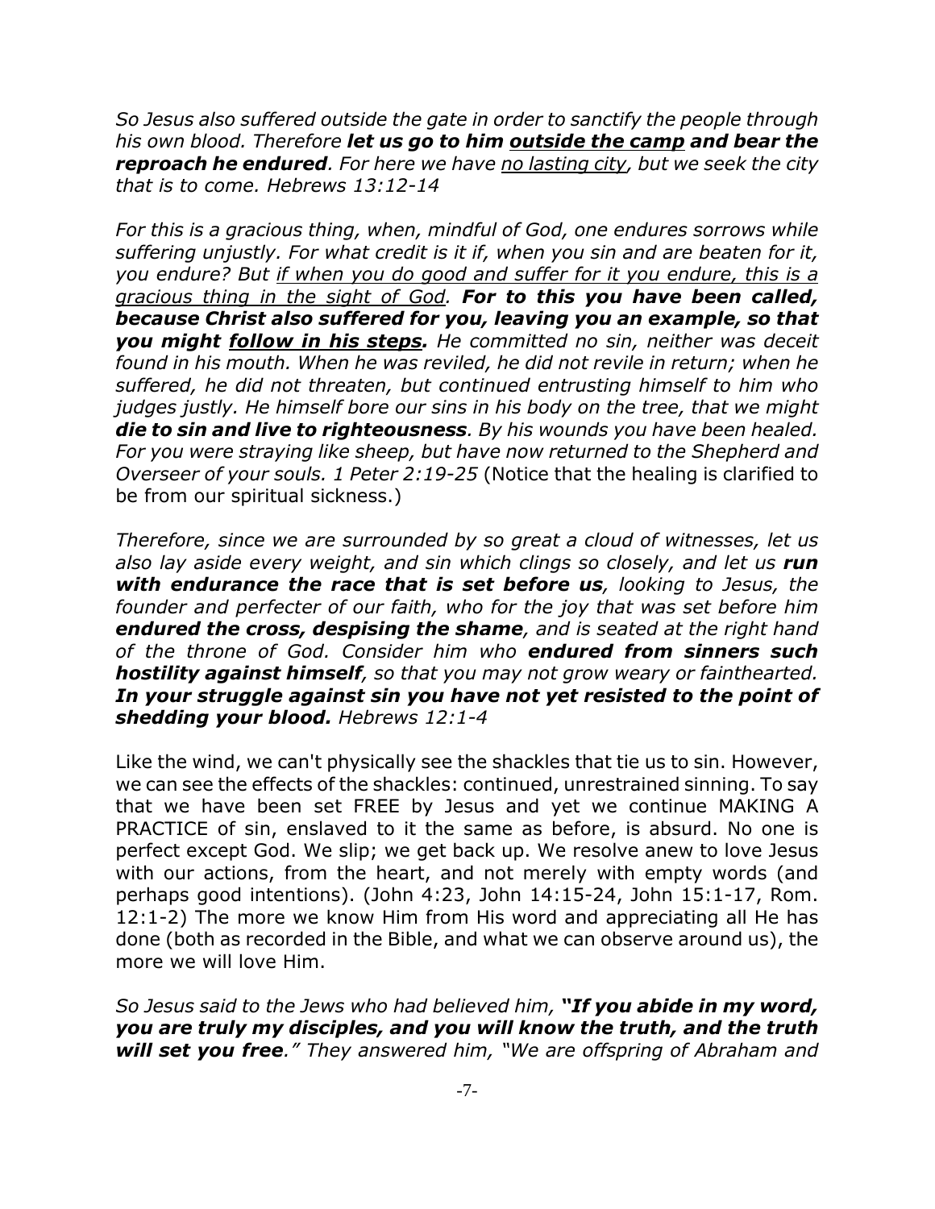*So Jesus also suffered outside the gate in order to sanctify the people through his own blood. Therefore* ***let us go to him <u>outside the camp</u> and bear the reproach he endured****. For here we have <u>no lasting city</u>, but we seek the city that is to come. Hebrews 13:12-14*

*For this is a gracious thing, when, mindful of God, one endures sorrows while suffering unjustly. For what credit is it if, when you sin and are beaten for it, you endure? But <u>if when you do good and suffer for it you endure, this is a gracious thing in the sight of God</u>.* ***For to this you have been called, because Christ also suffered for you, leaving you an example, so that you might <u>follow in his steps</u>.*** *He committed no sin, neither was deceit found in his mouth. When he was reviled, he did not revile in return; when he suffered, he did not threaten, but continued entrusting himself to him who judges justly. He himself bore our sins in his body on the tree, that we might* ***die to sin and live to righteousness****. By his wounds you have been healed. For you were straying like sheep, but have now returned to the Shepherd and Overseer of your souls. 1 Peter 2:19-25* (Notice that the healing is clarified to be from our spiritual sickness.)

*Therefore, since we are surrounded by so great a cloud of witnesses, let us also lay aside every weight, and sin which clings so closely, and let us* ***run with endurance the race that is set before us****, looking to Jesus, the founder and perfecter of our faith, who for the joy that was set before him* ***endured the cross, despising the shame****, and is seated at the right hand of the throne of God. Consider him who* ***endured from sinners such hostility against himself****, so that you may not grow weary or fainthearted.* ***In your struggle against sin you have not yet resisted to the point of shedding your blood.*** *Hebrews 12:1-4*

Like the wind, we can't physically see the shackles that tie us to sin. However, we can see the effects of the shackles: continued, unrestrained sinning. To say that we have been set FREE by Jesus and yet we continue MAKING A PRACTICE of sin, enslaved to it the same as before, is absurd. No one is perfect except God. We slip; we get back up. We resolve anew to love Jesus with our actions, from the heart, and not merely with empty words (and perhaps good intentions). (John 4:23, John 14:15-24, John 15:1-17, Rom. 12:1-2) The more we know Him from His word and appreciating all He has done (both as recorded in the Bible, and what we can observe around us), the more we will love Him.

*So Jesus said to the Jews who had believed him,* ***"If you abide in my word, you are truly my disciples, and you will know the truth, and the truth will set you free****." They answered him, "We are offspring of Abraham and*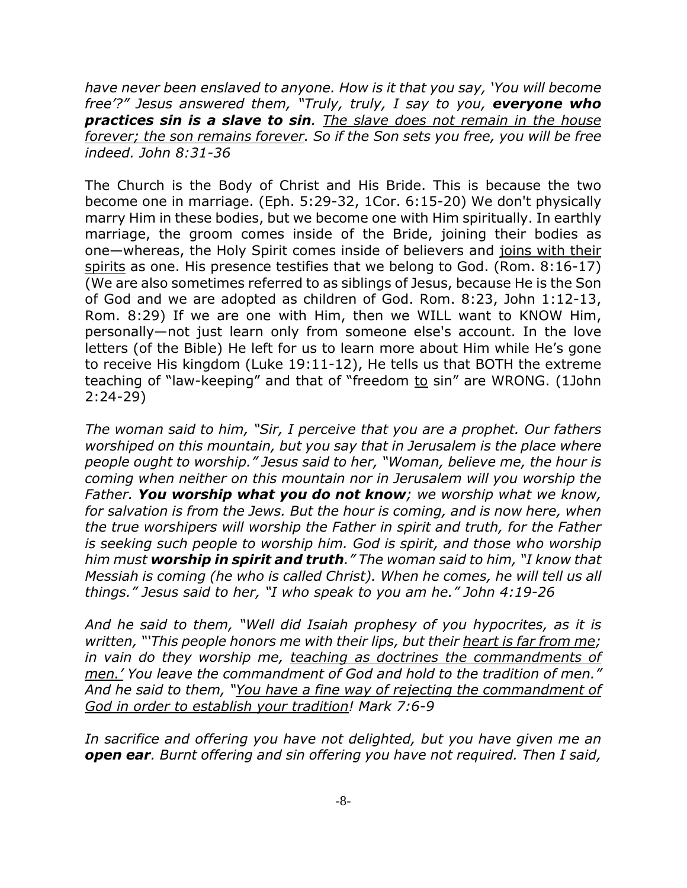*have never been enslaved to anyone. How is it that you say, 'You will become free'?" Jesus answered them, "Truly, truly, I say to you,* ***everyone who practices sin is a slave to sin****.* <u>*The slave does not remain in the house forever; the son remains forever*</u>*. So if the Son sets you free, you will be free indeed. John 8:31-36*

The Church is the Body of Christ and His Bride. This is because the two become one in marriage. (Eph. 5:29-32, 1Cor. 6:15-20) We don't physically marry Him in these bodies, but we become one with Him spiritually. In earthly marriage, the groom comes inside of the Bride, joining their bodies as one—whereas, the Holy Spirit comes inside of believers and <u>joins with their spirits</u> as one. His presence testifies that we belong to God. (Rom. 8:16-17) (We are also sometimes referred to as siblings of Jesus, because He is the Son of God and we are adopted as children of God. Rom. 8:23, John 1:12-13, Rom. 8:29) If we are one with Him, then we WILL want to KNOW Him, personally—not just learn only from someone else's account. In the love letters (of the Bible) He left for us to learn more about Him while He's gone to receive His kingdom (Luke 19:11-12), He tells us that BOTH the extreme teaching of "law-keeping" and that of "freedom <u>to</u> sin" are WRONG. (1John 2:24-29)

*The woman said to him, "Sir, I perceive that you are a prophet. Our fathers worshiped on this mountain, but you say that in Jerusalem is the place where people ought to worship." Jesus said to her, "Woman, believe me, the hour is coming when neither on this mountain nor in Jerusalem will you worship the Father.* ***You worship what you do not know****; we worship what we know, for salvation is from the Jews. But the hour is coming, and is now here, when the true worshipers will worship the Father in spirit and truth, for the Father is seeking such people to worship him. God is spirit, and those who worship him must* ***worship in spirit and truth****." The woman said to him, "I know that Messiah is coming (he who is called Christ). When he comes, he will tell us all things." Jesus said to her, "I who speak to you am he." John 4:19-26*

*And he said to them, "Well did Isaiah prophesy of you hypocrites, as it is written, "'This people honors me with their lips, but their* <u>*heart is far from me*</u>*; in vain do they worship me,* <u>*teaching as doctrines the commandments of men.'*</u> *You leave the commandment of God and hold to the tradition of men." And he said to them, "*<u>*You have a fine way of rejecting the commandment of God in order to establish your tradition*</u>*! Mark 7:6-9*

*In sacrifice and offering you have not delighted, but you have given me an* ***open ear****. Burnt offering and sin offering you have not required. Then I said,*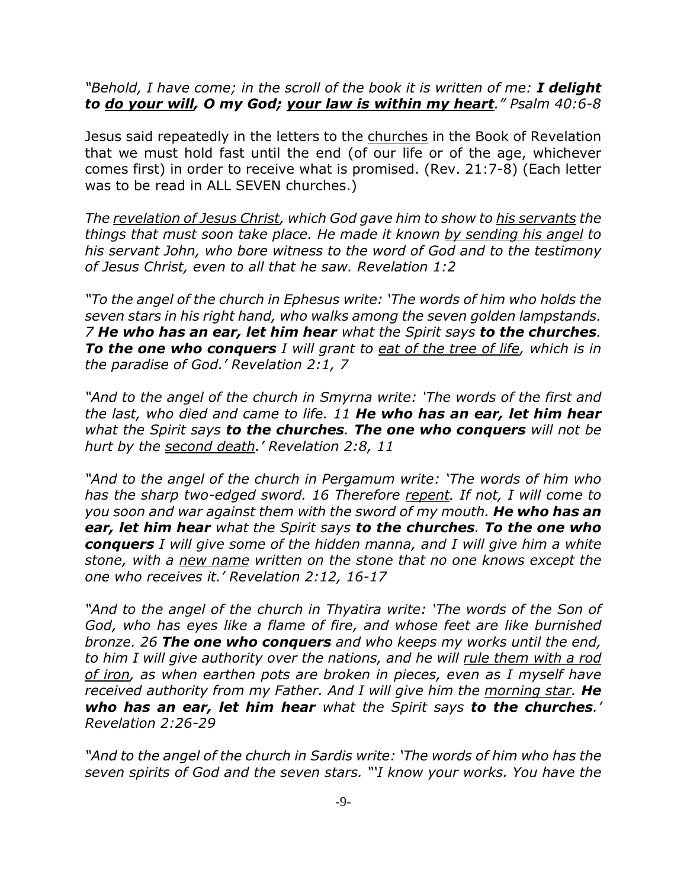*"Behold, I have come; in the scroll of the book it is written of me: **I delight to <u>do your will</u>, O my God; <u>your law is within my heart</u>**." Psalm 40:6-8*

Jesus said repeatedly in the letters to the <u>churches</u> in the Book of Revelation that we must hold fast until the end (of our life or of the age, whichever comes first) in order to receive what is promised. (Rev. 21:7-8) (Each letter was to be read in ALL SEVEN churches.)

*The <u>revelation of Jesus Christ</u>, which God gave him to show to <u>his servants</u> the things that must soon take place. He made it known <u>by sending his angel</u> to his servant John, who bore witness to the word of God and to the testimony of Jesus Christ, even to all that he saw. Revelation 1:2*

*"To the angel of the church in Ephesus write: 'The words of him who holds the seven stars in his right hand, who walks among the seven golden lampstands. 7 **He who has an ear, let him hear** what the Spirit says **to the churches**. **To the one who conquers** I will grant to <u>eat of the tree of life</u>, which is in the paradise of God.' Revelation 2:1, 7*

*"And to the angel of the church in Smyrna write: 'The words of the first and the last, who died and came to life. 11 **He who has an ear, let him hear** what the Spirit says **to the churches**. **The one who conquers** will not be hurt by the <u>second death</u>.' Revelation 2:8, 11*

*"And to the angel of the church in Pergamum write: 'The words of him who has the sharp two-edged sword. 16 Therefore <u>repent</u>. If not, I will come to you soon and war against them with the sword of my mouth. **He who has an ear, let him hear** what the Spirit says **to the churches**. **To the one who conquers** I will give some of the hidden manna, and I will give him a white stone, with a <u>new name</u> written on the stone that no one knows except the one who receives it.' Revelation 2:12, 16-17*

*"And to the angel of the church in Thyatira write: 'The words of the Son of God, who has eyes like a flame of fire, and whose feet are like burnished bronze. 26 **The one who conquers** and who keeps my works until the end, to him I will give authority over the nations, and he will <u>rule them with a rod of iron</u>, as when earthen pots are broken in pieces, even as I myself have received authority from my Father. And I will give him the <u>morning star</u>. **He who has an ear, let him hear** what the Spirit says **to the churches**.' Revelation 2:26-29*

*"And to the angel of the church in Sardis write: 'The words of him who has the seven spirits of God and the seven stars. "'I know your works. You have the*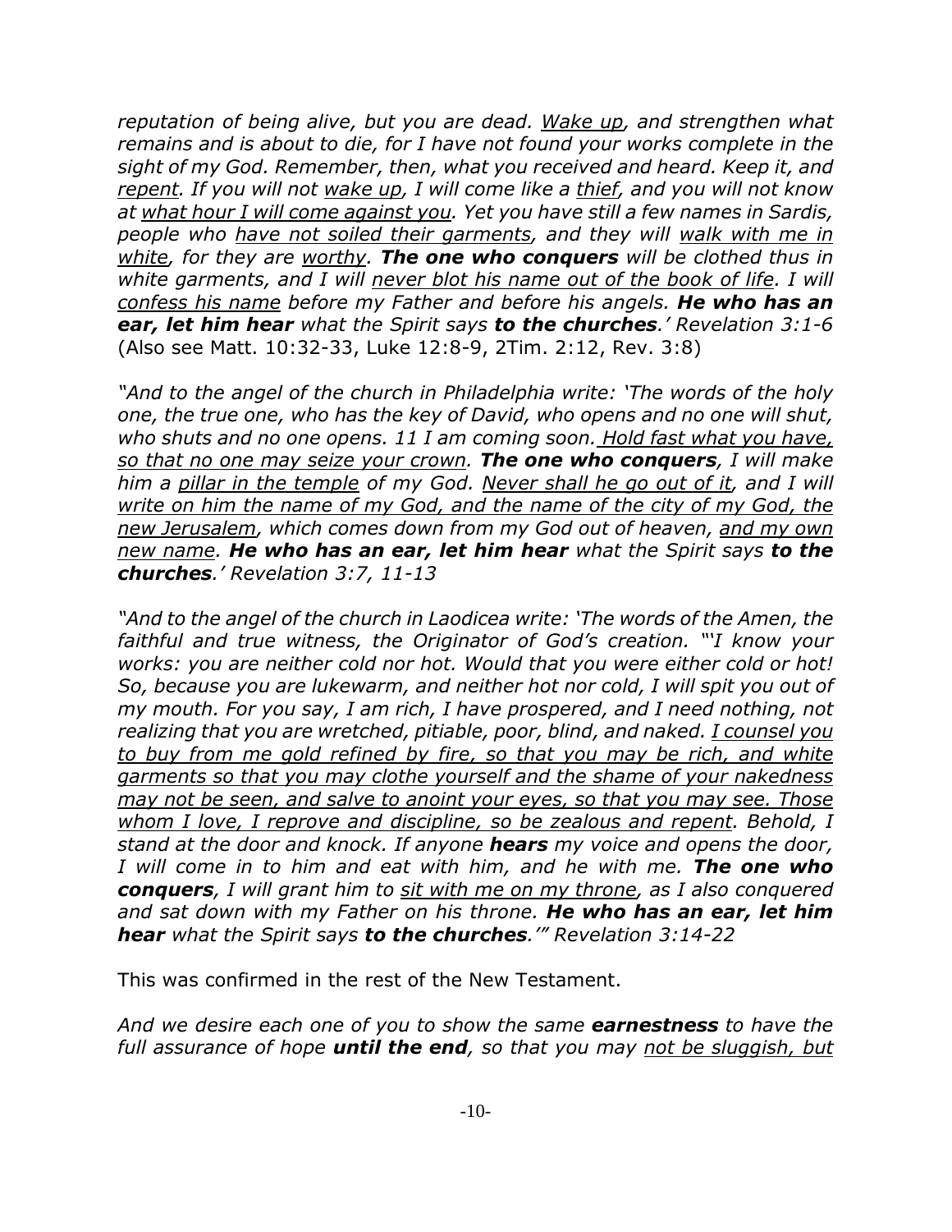*reputation of being alive, but you are dead. <u>Wake up</u>, and strengthen what remains and is about to die, for I have not found your works complete in the sight of my God. Remember, then, what you received and heard. Keep it, and <u>repent</u>. If you will not <u>wake up</u>, I will come like a <u>thief</u>, and you will not know at <u>what hour I will come against you</u>. Yet you have still a few names in Sardis, people who <u>have not soiled their garments</u>, and they will <u>walk with me in white</u>, for they are <u>worthy</u>. **The one who conquers** will be clothed thus in white garments, and I will <u>never blot his name out of the book of life</u>. I will <u>confess his name</u> before my Father and before his angels. **He who has an ear, let him hear** what the Spirit says **to the churches**.' Revelation 3:1-6* (Also see Matt. 10:32-33, Luke 12:8-9, 2Tim. 2:12, Rev. 3:8)

*"And to the angel of the church in Philadelphia write: 'The words of the holy one, the true one, who has the key of David, who opens and no one will shut, who shuts and no one opens. 11 I am coming soon. <u>Hold fast what you have, so that no one may seize your crown</u>. **The one who conquers**, I will make him a <u>pillar in the temple</u> of my God. <u>Never shall he go out of it</u>, and I will <u>write on him the name of my God, and the name of the city of my God, the new Jerusalem</u>, which comes down from my God out of heaven, <u>and my own new name</u>. **He who has an ear, let him hear** what the Spirit says **to the churches**.' Revelation 3:7, 11-13*

*"And to the angel of the church in Laodicea write: 'The words of the Amen, the faithful and true witness, the Originator of God's creation. "'I know your works: you are neither cold nor hot. Would that you were either cold or hot! So, because you are lukewarm, and neither hot nor cold, I will spit you out of my mouth. For you say, I am rich, I have prospered, and I need nothing, not realizing that you are wretched, pitiable, poor, blind, and naked. <u>I counsel you to buy from me gold refined by fire, so that you may be rich, and white garments so that you may clothe yourself and the shame of your nakedness may not be seen, and salve to anoint your eyes, so that you may see. Those whom I love, I reprove and discipline, so be zealous and repent</u>. Behold, I stand at the door and knock. If anyone **hears** my voice and opens the door, I will come in to him and eat with him, and he with me. **The one who conquers**, I will grant him to <u>sit with me on my throne</u>, as I also conquered and sat down with my Father on his throne. **He who has an ear, let him hear** what the Spirit says **to the churches**.'" Revelation 3:14-22*

This was confirmed in the rest of the New Testament.

*And we desire each one of you to show the same **earnestness** to have the full assurance of hope **until the end**, so that you may <u>not be sluggish, but</u>*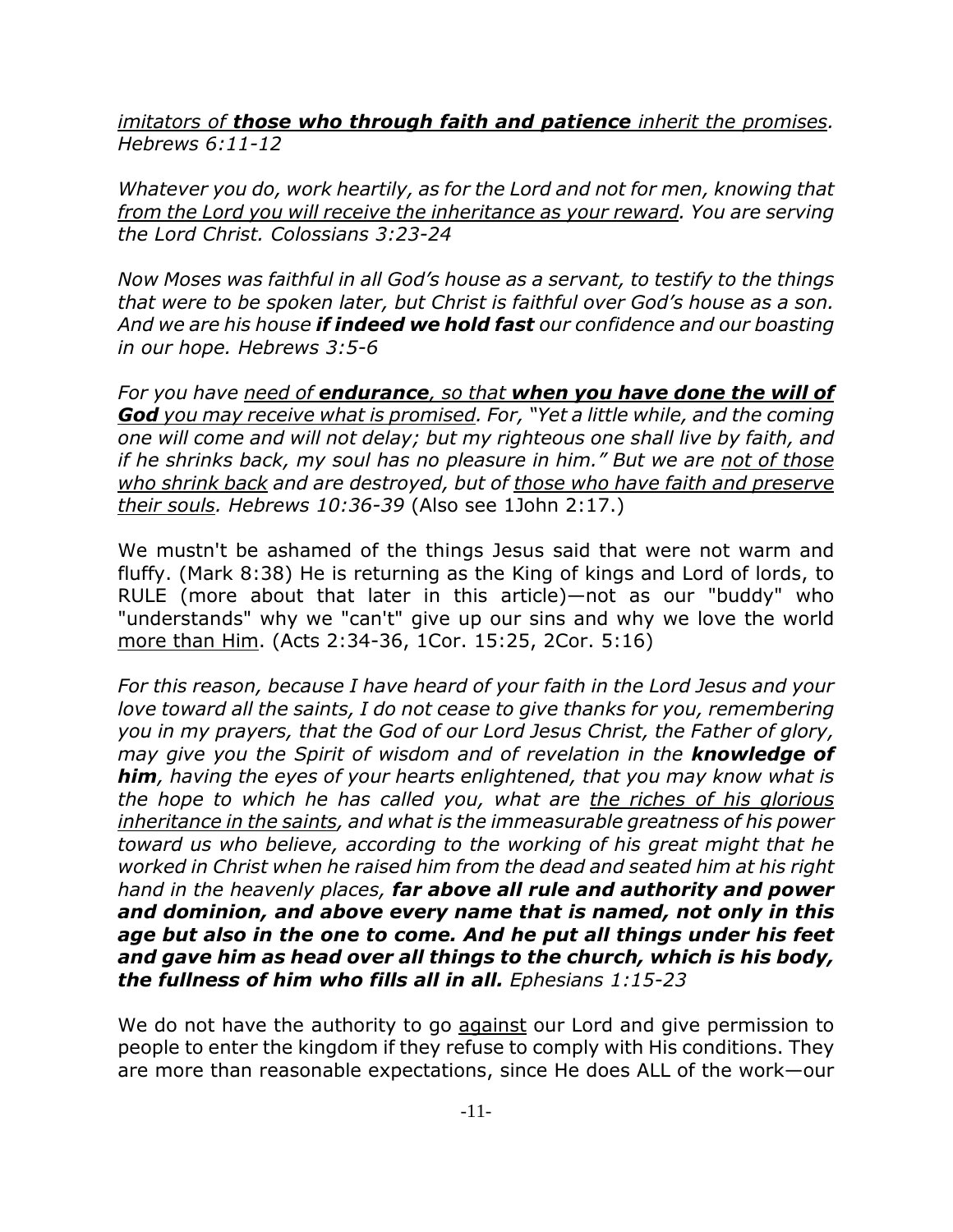*imitators of **those who through faith and patience** inherit the promises. Hebrews 6:11-12*

*Whatever you do, work heartily, as for the Lord and not for men, knowing that from the Lord you will receive the inheritance as your reward. You are serving the Lord Christ. Colossians 3:23-24*

*Now Moses was faithful in all God's house as a servant, to testify to the things that were to be spoken later, but Christ is faithful over God's house as a son. And we are his house **if indeed we hold fast** our confidence and our boasting in our hope. Hebrews 3:5-6*

*For you have need of **endurance**, so that **when you have done the will of God** you may receive what is promised. For, "Yet a little while, and the coming one will come and will not delay; but my righteous one shall live by faith, and if he shrinks back, my soul has no pleasure in him." But we are not of those who shrink back and are destroyed, but of those who have faith and preserve their souls. Hebrews 10:36-39* (Also see 1John 2:17.)

We mustn't be ashamed of the things Jesus said that were not warm and fluffy. (Mark 8:38) He is returning as the King of kings and Lord of lords, to RULE (more about that later in this article)—not as our "buddy" who "understands" why we "can't" give up our sins and why we love the world more than Him. (Acts 2:34-36, 1Cor. 15:25, 2Cor. 5:16)

*For this reason, because I have heard of your faith in the Lord Jesus and your love toward all the saints, I do not cease to give thanks for you, remembering you in my prayers, that the God of our Lord Jesus Christ, the Father of glory, may give you the Spirit of wisdom and of revelation in the **knowledge of him**, having the eyes of your hearts enlightened, that you may know what is the hope to which he has called you, what are the riches of his glorious inheritance in the saints, and what is the immeasurable greatness of his power toward us who believe, according to the working of his great might that he worked in Christ when he raised him from the dead and seated him at his right hand in the heavenly places, **far above all rule and authority and power and dominion, and above every name that is named, not only in this age but also in the one to come. And he put all things under his feet and gave him as head over all things to the church, which is his body, the fullness of him who fills all in all.** Ephesians 1:15-23*

We do not have the authority to go against our Lord and give permission to people to enter the kingdom if they refuse to comply with His conditions. They are more than reasonable expectations, since He does ALL of the work—our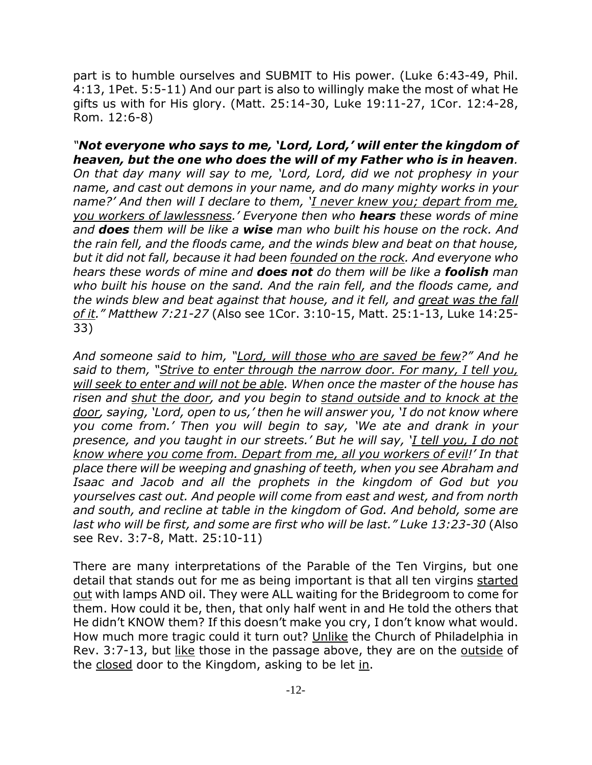part is to humble ourselves and SUBMIT to His power. (Luke 6:43-49, Phil. 4:13, 1Pet. 5:5-11) And our part is also to willingly make the most of what He gifts us with for His glory. (Matt. 25:14-30, Luke 19:11-27, 1Cor. 12:4-28, Rom. 12:6-8)

*"**Not everyone who says to me, 'Lord, Lord,' will enter the kingdom of heaven, but the one who does the will of my Father who is in heaven**. On that day many will say to me, 'Lord, Lord, did we not prophesy in your name, and cast out demons in your name, and do many mighty works in your name?' And then will I declare to them, '<u>I never knew you; depart from me, you workers of lawlessness</u>.' Everyone then who **hears** these words of mine and **does** them will be like a **wise** man who built his house on the rock. And the rain fell, and the floods came, and the winds blew and beat on that house, but it did not fall, because it had been <u>founded on the rock</u>. And everyone who hears these words of mine and **does not** do them will be like a **foolish** man who built his house on the sand. And the rain fell, and the floods came, and the winds blew and beat against that house, and it fell, and <u>great was the fall of it</u>." Matthew 7:21-27* (Also see 1Cor. 3:10-15, Matt. 25:1-13, Luke 14:25-33)

*And someone said to him, "<u>Lord, will those who are saved be few</u>?" And he said to them, "<u>Strive to enter through the narrow door. For many, I tell you, will seek to enter and will not be able</u>. When once the master of the house has risen and <u>shut the door</u>, and you begin to <u>stand outside and to knock at the door</u>, saying, 'Lord, open to us,' then he will answer you, 'I do not know where you come from.' Then you will begin to say, 'We ate and drank in your presence, and you taught in our streets.' But he will say, '<u>I tell you, I do not know where you come from. Depart from me, all you workers of evil</u>!' In that place there will be weeping and gnashing of teeth, when you see Abraham and Isaac and Jacob and all the prophets in the kingdom of God but you yourselves cast out. And people will come from east and west, and from north and south, and recline at table in the kingdom of God. And behold, some are last who will be first, and some are first who will be last." Luke 13:23-30* (Also see Rev. 3:7-8, Matt. 25:10-11)

There are many interpretations of the Parable of the Ten Virgins, but one detail that stands out for me as being important is that all ten virgins <u>started out</u> with lamps AND oil. They were ALL waiting for the Bridegroom to come for them. How could it be, then, that only half went in and He told the others that He didn't KNOW them? If this doesn't make you cry, I don't know what would. How much more tragic could it turn out? <u>Unlike</u> the Church of Philadelphia in Rev. 3:7-13, but <u>like</u> those in the passage above, they are on the <u>outside</u> of the <u>closed</u> door to the Kingdom, asking to be let <u>in</u>.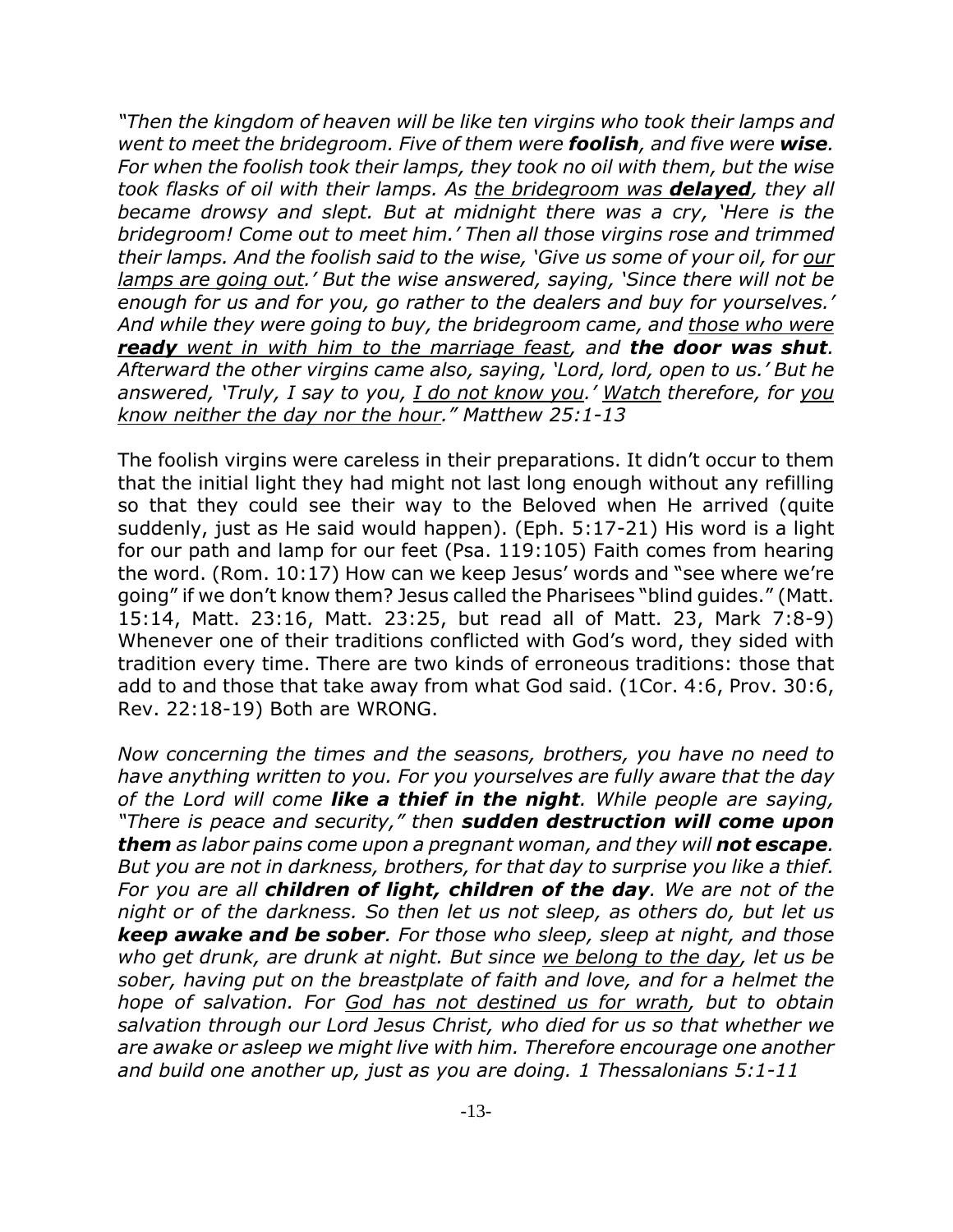*"Then the kingdom of heaven will be like ten virgins who took their lamps and went to meet the bridegroom. Five of them were **foolish**, and five were **wise**. For when the foolish took their lamps, they took no oil with them, but the wise took flasks of oil with their lamps. As <u>the bridegroom was **delayed**</u>, they all became drowsy and slept. But at midnight there was a cry, 'Here is the bridegroom! Come out to meet him.' Then all those virgins rose and trimmed their lamps. And the foolish said to the wise, 'Give us some of your oil, for <u>our lamps are going out</u>.' But the wise answered, saying, 'Since there will not be enough for us and for you, go rather to the dealers and buy for yourselves.' And while they were going to buy, the bridegroom came, and <u>those who were **ready** went in with him to the marriage feast</u>, and **the door was shut**. Afterward the other virgins came also, saying, 'Lord, lord, open to us.' But he answered, 'Truly, I say to you, <u>I do not know you</u>.' <u>Watch</u> therefore, for <u>you know neither the day nor the hour</u>." Matthew 25:1-13*

The foolish virgins were careless in their preparations. It didn't occur to them that the initial light they had might not last long enough without any refilling so that they could see their way to the Beloved when He arrived (quite suddenly, just as He said would happen). (Eph. 5:17-21) His word is a light for our path and lamp for our feet (Psa. 119:105) Faith comes from hearing the word. (Rom. 10:17) How can we keep Jesus' words and "see where we're going" if we don't know them? Jesus called the Pharisees "blind guides." (Matt. 15:14, Matt. 23:16, Matt. 23:25, but read all of Matt. 23, Mark 7:8-9) Whenever one of their traditions conflicted with God's word, they sided with tradition every time. There are two kinds of erroneous traditions: those that add to and those that take away from what God said. (1Cor. 4:6, Prov. 30:6, Rev. 22:18-19) Both are WRONG.

*Now concerning the times and the seasons, brothers, you have no need to have anything written to you. For you yourselves are fully aware that the day of the Lord will come **like a thief in the night**. While people are saying, "There is peace and security," then **sudden destruction will come upon them** as labor pains come upon a pregnant woman, and they will **not escape**. But you are not in darkness, brothers, for that day to surprise you like a thief. For you are all **children of light, children of the day**. We are not of the night or of the darkness. So then let us not sleep, as others do, but let us **keep awake and be sober**. For those who sleep, sleep at night, and those who get drunk, are drunk at night. But since <u>we belong to the day</u>, let us be sober, having put on the breastplate of faith and love, and for a helmet the hope of salvation. For <u>God has not destined us for wrath</u>, but to obtain salvation through our Lord Jesus Christ, who died for us so that whether we are awake or asleep we might live with him. Therefore encourage one another and build one another up, just as you are doing. 1 Thessalonians 5:1-11*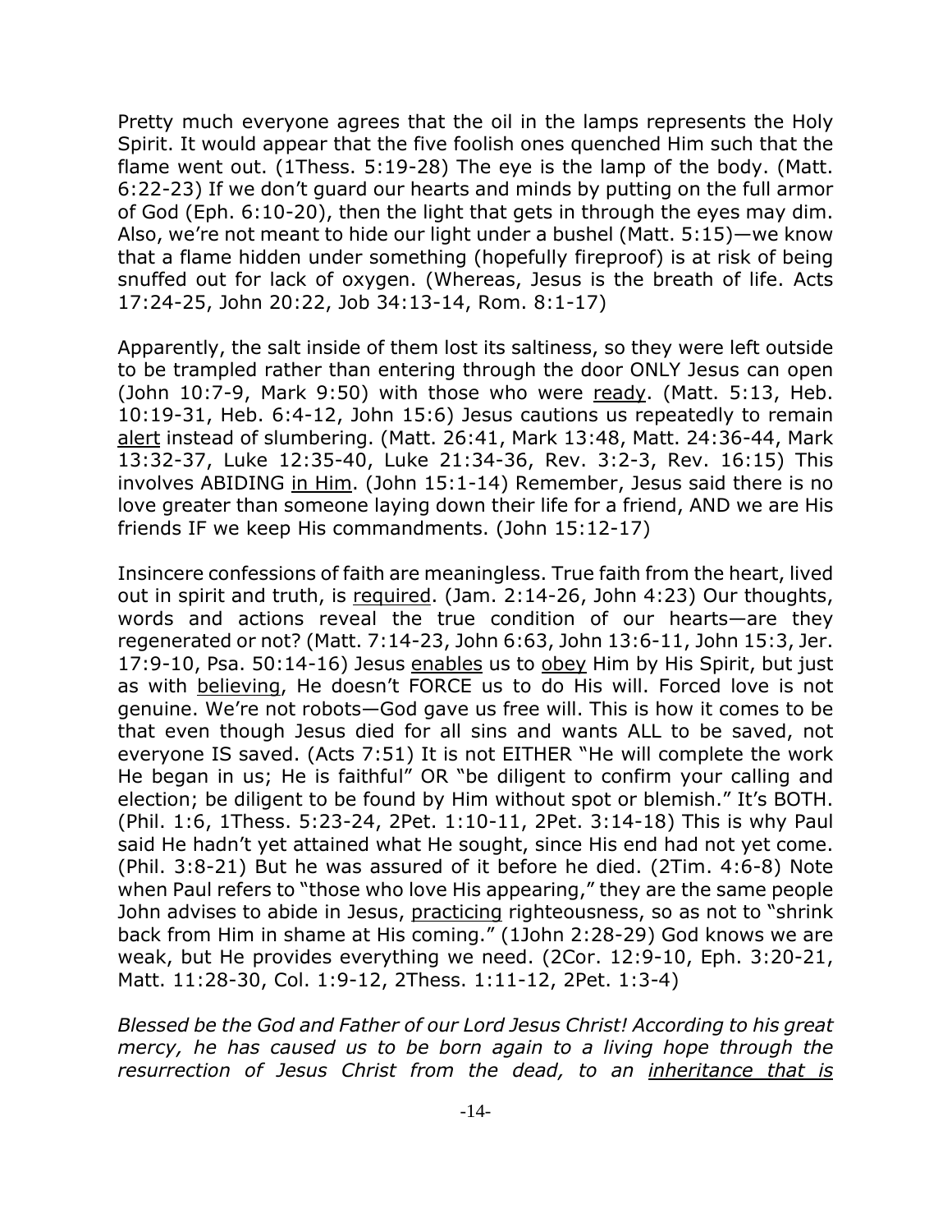Pretty much everyone agrees that the oil in the lamps represents the Holy Spirit. It would appear that the five foolish ones quenched Him such that the flame went out. (1Thess. 5:19-28) The eye is the lamp of the body. (Matt. 6:22-23) If we don't guard our hearts and minds by putting on the full armor of God (Eph. 6:10-20), then the light that gets in through the eyes may dim. Also, we're not meant to hide our light under a bushel (Matt. 5:15)—we know that a flame hidden under something (hopefully fireproof) is at risk of being snuffed out for lack of oxygen. (Whereas, Jesus is the breath of life. Acts 17:24-25, John 20:22, Job 34:13-14, Rom. 8:1-17)

Apparently, the salt inside of them lost its saltiness, so they were left outside to be trampled rather than entering through the door ONLY Jesus can open (John 10:7-9, Mark 9:50) with those who were <u>ready</u>. (Matt. 5:13, Heb. 10:19-31, Heb. 6:4-12, John 15:6) Jesus cautions us repeatedly to remain <u>alert</u> instead of slumbering. (Matt. 26:41, Mark 13:48, Matt. 24:36-44, Mark 13:32-37, Luke 12:35-40, Luke 21:34-36, Rev. 3:2-3, Rev. 16:15) This involves ABIDING <u>in Him</u>. (John 15:1-14) Remember, Jesus said there is no love greater than someone laying down their life for a friend, AND we are His friends IF we keep His commandments. (John 15:12-17)

Insincere confessions of faith are meaningless. True faith from the heart, lived out in spirit and truth, is <u>required</u>. (Jam. 2:14-26, John 4:23) Our thoughts, words and actions reveal the true condition of our hearts—are they regenerated or not? (Matt. 7:14-23, John 6:63, John 13:6-11, John 15:3, Jer. 17:9-10, Psa. 50:14-16) Jesus <u>enables</u> us to <u>obey</u> Him by His Spirit, but just as with <u>believing</u>, He doesn't FORCE us to do His will. Forced love is not genuine. We're not robots—God gave us free will. This is how it comes to be that even though Jesus died for all sins and wants ALL to be saved, not everyone IS saved. (Acts 7:51) It is not EITHER "He will complete the work He began in us; He is faithful" OR "be diligent to confirm your calling and election; be diligent to be found by Him without spot or blemish." It's BOTH. (Phil. 1:6, 1Thess. 5:23-24, 2Pet. 1:10-11, 2Pet. 3:14-18) This is why Paul said He hadn't yet attained what He sought, since His end had not yet come. (Phil. 3:8-21) But he was assured of it before he died. (2Tim. 4:6-8) Note when Paul refers to "those who love His appearing," they are the same people John advises to abide in Jesus, <u>practicing</u> righteousness, so as not to "shrink back from Him in shame at His coming." (1John 2:28-29) God knows we are weak, but He provides everything we need. (2Cor. 12:9-10, Eph. 3:20-21, Matt. 11:28-30, Col. 1:9-12, 2Thess. 1:11-12, 2Pet. 1:3-4)

*Blessed be the God and Father of our Lord Jesus Christ! According to his great mercy, he has caused us to be born again to a living hope through the resurrection of Jesus Christ from the dead, to an <u>inheritance that is</u>*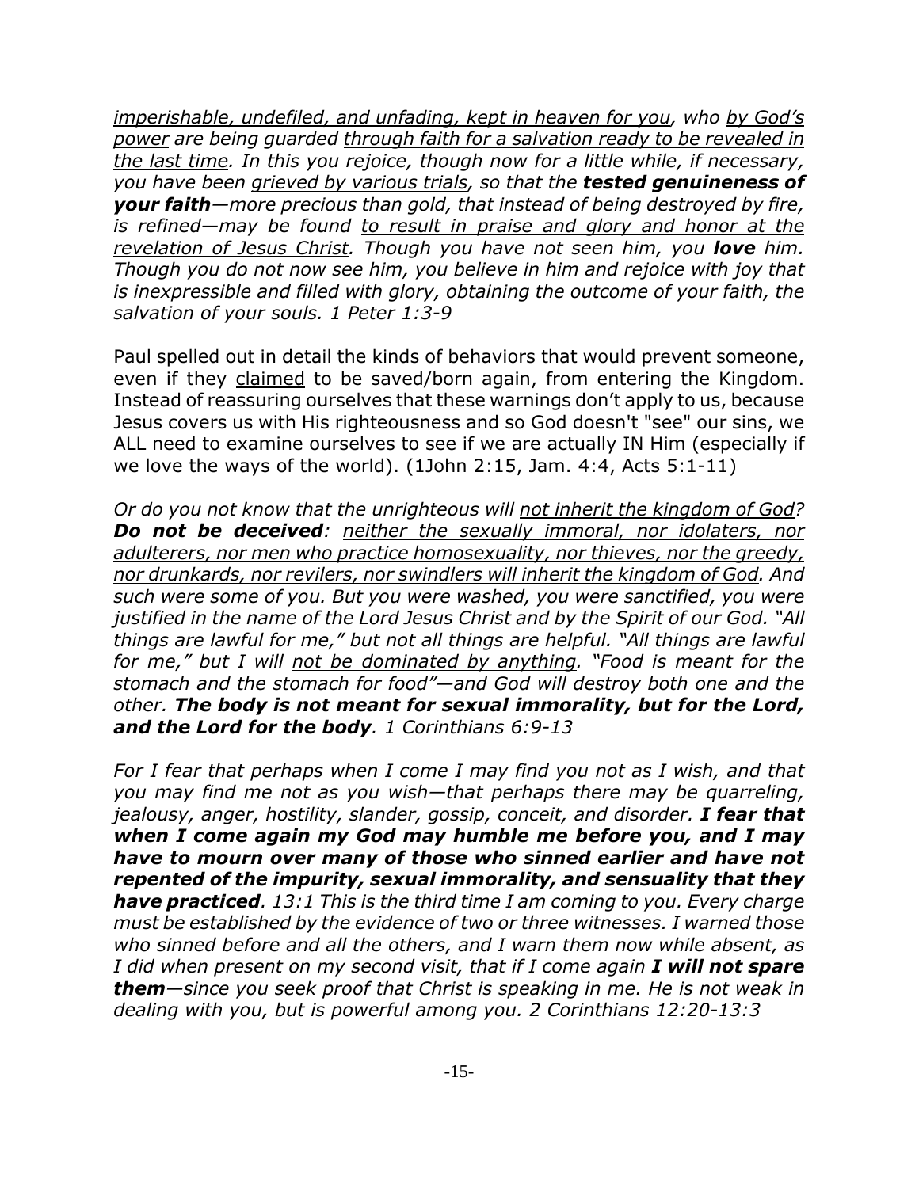*<u>imperishable, undefiled, and unfading, kept in heaven for you</u>, who <u>by God's power</u> are being guarded <u>through faith for a salvation ready to be revealed in the last time</u>. In this you rejoice, though now for a little while, if necessary, you have been <u>grieved by various trials</u>, so that the **tested genuineness of your faith**—more precious than gold, that instead of being destroyed by fire, is refined—may be found <u>to result in praise and glory and honor at the revelation of Jesus Christ</u>. Though you have not seen him, you **love** him. Though you do not now see him, you believe in him and rejoice with joy that is inexpressible and filled with glory, obtaining the outcome of your faith, the salvation of your souls. 1 Peter 1:3-9*

Paul spelled out in detail the kinds of behaviors that would prevent someone, even if they <u>claimed</u> to be saved/born again, from entering the Kingdom. Instead of reassuring ourselves that these warnings don't apply to us, because Jesus covers us with His righteousness and so God doesn't "see" our sins, we ALL need to examine ourselves to see if we are actually IN Him (especially if we love the ways of the world). (1John 2:15, Jam. 4:4, Acts 5:1-11)

*Or do you not know that the unrighteous will <u>not inherit the kingdom of God</u>? **Do not be deceived**: <u>neither the sexually immoral, nor idolaters, nor adulterers, nor men who practice homosexuality, nor thieves, nor the greedy, nor drunkards, nor revilers, nor swindlers will inherit the kingdom of God</u>. And such were some of you. But you were washed, you were sanctified, you were justified in the name of the Lord Jesus Christ and by the Spirit of our God. "All things are lawful for me," but not all things are helpful. "All things are lawful for me," but I will <u>not be dominated by anything</u>. "Food is meant for the stomach and the stomach for food"—and God will destroy both one and the other. **The body is not meant for sexual immorality, but for the Lord, and the Lord for the body**. 1 Corinthians 6:9-13*

*For I fear that perhaps when I come I may find you not as I wish, and that you may find me not as you wish—that perhaps there may be quarreling, jealousy, anger, hostility, slander, gossip, conceit, and disorder. **I fear that when I come again my God may humble me before you, and I may have to mourn over many of those who sinned earlier and have not repented of the impurity, sexual immorality, and sensuality that they have practiced**. 13:1 This is the third time I am coming to you. Every charge must be established by the evidence of two or three witnesses. I warned those who sinned before and all the others, and I warn them now while absent, as I did when present on my second visit, that if I come again **I will not spare them**—since you seek proof that Christ is speaking in me. He is not weak in dealing with you, but is powerful among you. 2 Corinthians 12:20-13:3*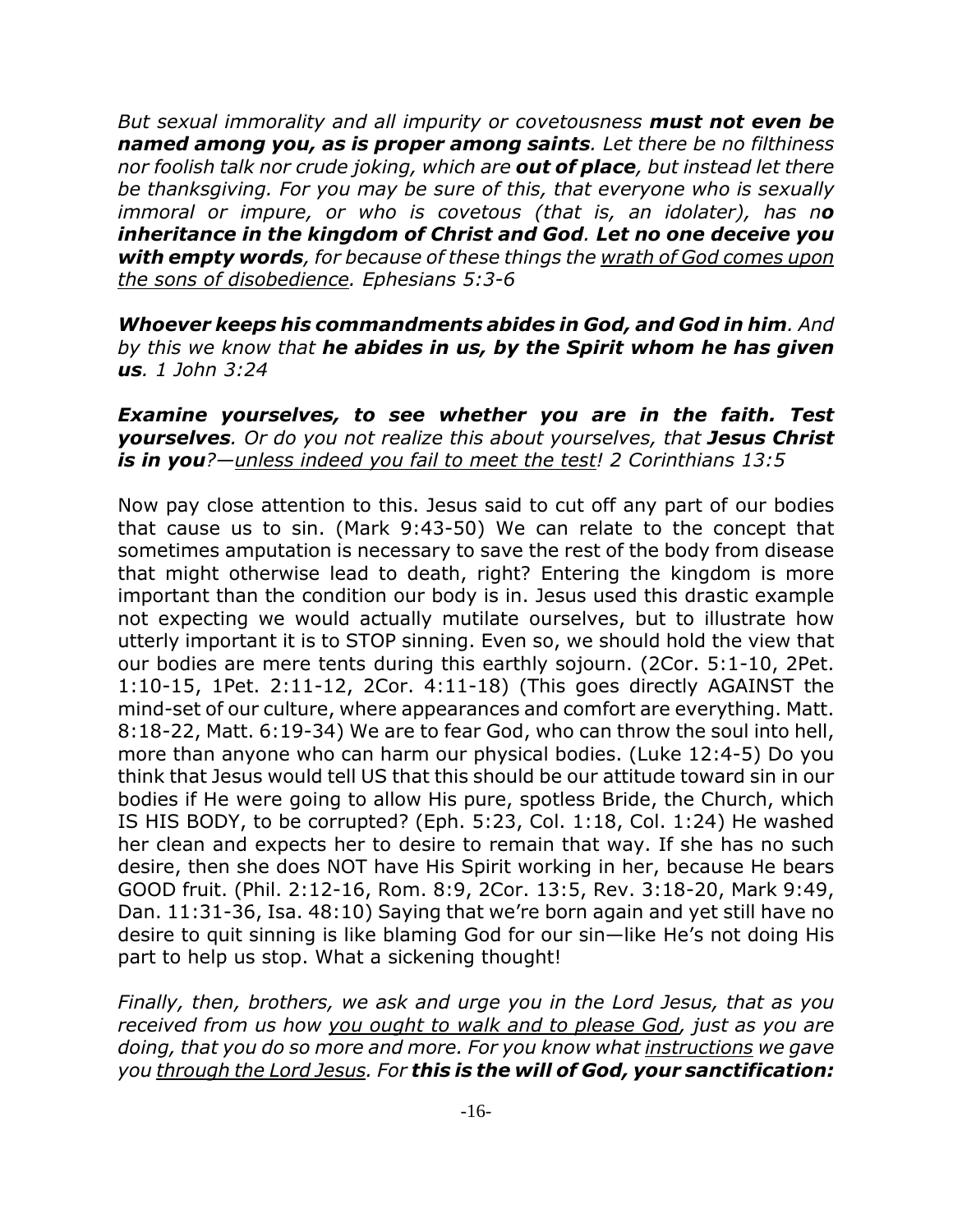*But sexual immorality and all impurity or covetousness **must not even be named among you, as is proper among saints**. Let there be no filthiness nor foolish talk nor crude joking, which are **out of place**, but instead let there be thanksgiving. For you may be sure of this, that everyone who is sexually immoral or impure, or who is covetous (that is, an idolater), has n**o inheritance in the kingdom of Christ and God**. **Let no one deceive you with empty words**, for because of these things the <u>wrath of God comes upon the sons of disobedience</u>. Ephesians 5:3-6*

***Whoever keeps his commandments abides in God, and God in him**. And by this we know that **he abides in us, by the Spirit whom he has given us**. 1 John 3:24*

***Examine yourselves, to see whether you are in the faith. Test yourselves**. Or do you not realize this about yourselves, that **Jesus Christ is in you**?—<u>unless indeed you fail to meet the test</u>! 2 Corinthians 13:5*

Now pay close attention to this. Jesus said to cut off any part of our bodies that cause us to sin. (Mark 9:43-50) We can relate to the concept that sometimes amputation is necessary to save the rest of the body from disease that might otherwise lead to death, right? Entering the kingdom is more important than the condition our body is in. Jesus used this drastic example not expecting we would actually mutilate ourselves, but to illustrate how utterly important it is to STOP sinning. Even so, we should hold the view that our bodies are mere tents during this earthly sojourn. (2Cor. 5:1-10, 2Pet. 1:10-15, 1Pet. 2:11-12, 2Cor. 4:11-18) (This goes directly AGAINST the mind-set of our culture, where appearances and comfort are everything. Matt. 8:18-22, Matt. 6:19-34) We are to fear God, who can throw the soul into hell, more than anyone who can harm our physical bodies. (Luke 12:4-5) Do you think that Jesus would tell US that this should be our attitude toward sin in our bodies if He were going to allow His pure, spotless Bride, the Church, which IS HIS BODY, to be corrupted? (Eph. 5:23, Col. 1:18, Col. 1:24) He washed her clean and expects her to desire to remain that way. If she has no such desire, then she does NOT have His Spirit working in her, because He bears GOOD fruit. (Phil. 2:12-16, Rom. 8:9, 2Cor. 13:5, Rev. 3:18-20, Mark 9:49, Dan. 11:31-36, Isa. 48:10) Saying that we're born again and yet still have no desire to quit sinning is like blaming God for our sin—like He's not doing His part to help us stop. What a sickening thought!

*Finally, then, brothers, we ask and urge you in the Lord Jesus, that as you received from us how <u>you ought to walk and to please God</u>, just as you are doing, that you do so more and more. For you know what <u>instructions</u> we gave you <u>through the Lord Jesus</u>. For **this is the will of God, your sanctification:***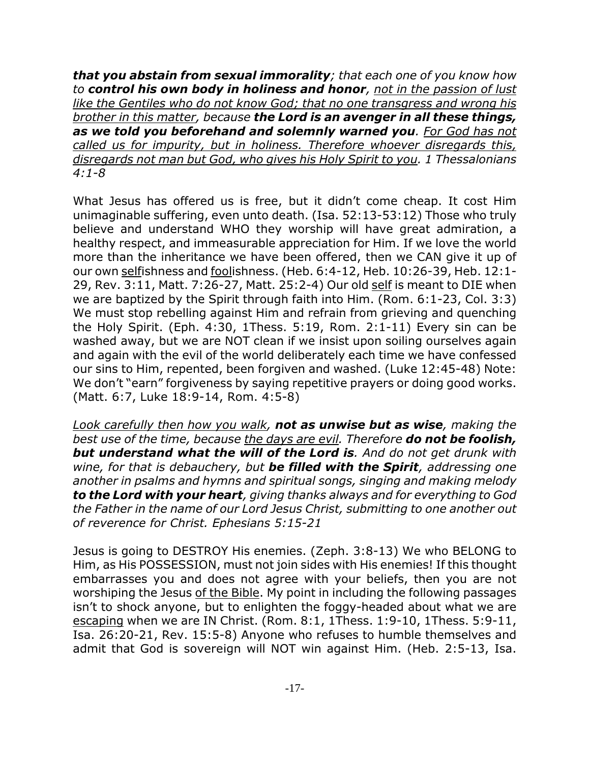***that you abstain from sexual immorality****; that each one of you know how to* ***control his own body in holiness and honor****, <u>not in the passion of lust like the Gentiles who do not know God; that no one transgress and wrong his brother in this matter</u>, because* ***the Lord is an avenger in all these things, as we told you beforehand and solemnly warned you****. <u>For God has not called us for impurity, but in holiness. Therefore whoever disregards this, disregards not man but God, who gives his Holy Spirit to you</u>. 1 Thessalonians 4:1-8*

What Jesus has offered us is free, but it didn't come cheap. It cost Him unimaginable suffering, even unto death. (Isa. 52:13-53:12) Those who truly believe and understand WHO they worship will have great admiration, a healthy respect, and immeasurable appreciation for Him. If we love the world more than the inheritance we have been offered, then we CAN give it up of our own <u>self</u>ishness and <u>fool</u>ishness. (Heb. 6:4-12, Heb. 10:26-39, Heb. 12:1-29, Rev. 3:11, Matt. 7:26-27, Matt. 25:2-4) Our old <u>self</u> is meant to DIE when we are baptized by the Spirit through faith into Him. (Rom. 6:1-23, Col. 3:3) We must stop rebelling against Him and refrain from grieving and quenching the Holy Spirit. (Eph. 4:30, 1Thess. 5:19, Rom. 2:1-11) Every sin can be washed away, but we are NOT clean if we insist upon soiling ourselves again and again with the evil of the world deliberately each time we have confessed our sins to Him, repented, been forgiven and washed. (Luke 12:45-48) Note: We don't "earn" forgiveness by saying repetitive prayers or doing good works. (Matt. 6:7, Luke 18:9-14, Rom. 4:5-8)

*<u>Look carefully then how you walk</u>,* ***not as unwise but as wise****, making the best use of the time, because <u>the days are evil</u>. Therefore* ***do not be foolish, but understand what the will of the Lord is****. And do not get drunk with wine, for that is debauchery, but* ***be filled with the Spirit****, addressing one another in psalms and hymns and spiritual songs, singing and making melody* ***to the Lord with your heart****, giving thanks always and for everything to God the Father in the name of our Lord Jesus Christ, submitting to one another out of reverence for Christ. Ephesians 5:15-21*

Jesus is going to DESTROY His enemies. (Zeph. 3:8-13) We who BELONG to Him, as His POSSESSION, must not join sides with His enemies! If this thought embarrasses you and does not agree with your beliefs, then you are not worshiping the Jesus <u>of the Bible</u>. My point in including the following passages isn't to shock anyone, but to enlighten the foggy-headed about what we are <u>escaping</u> when we are IN Christ. (Rom. 8:1, 1Thess. 1:9-10, 1Thess. 5:9-11, Isa. 26:20-21, Rev. 15:5-8) Anyone who refuses to humble themselves and admit that God is sovereign will NOT win against Him. (Heb. 2:5-13, Isa.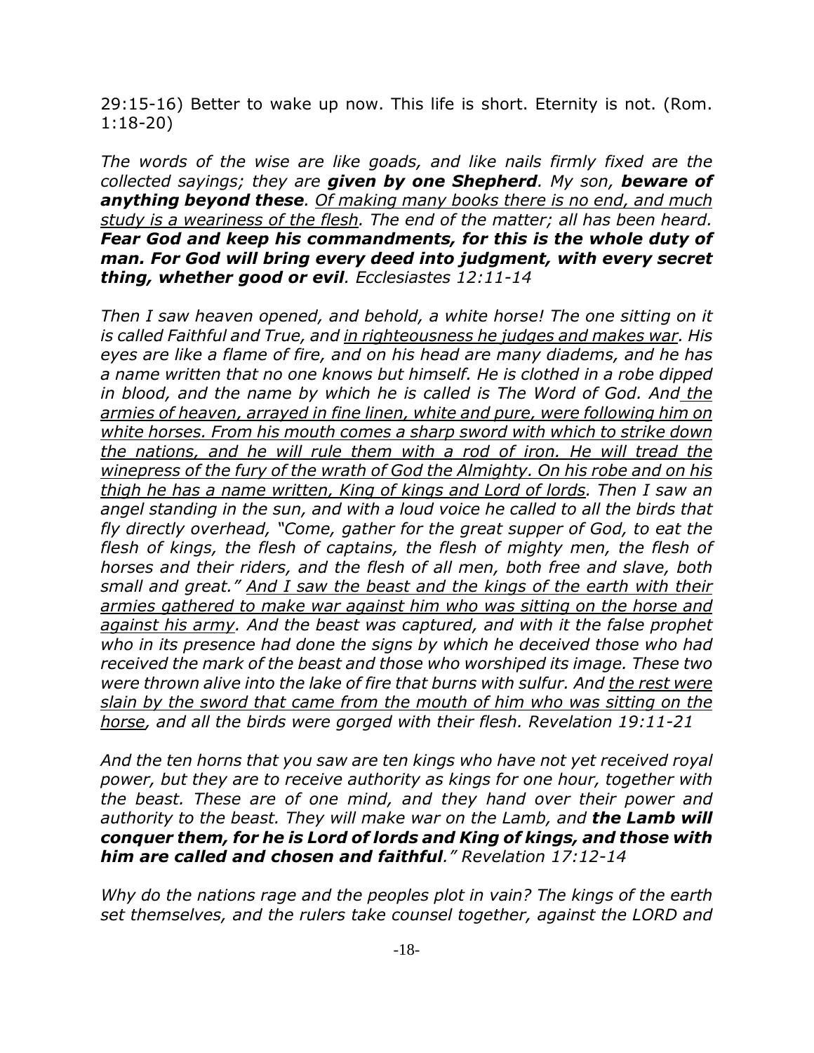29:15-16) Better to wake up now. This life is short. Eternity is not. (Rom. 1:18-20)

*The words of the wise are like goads, and like nails firmly fixed are the collected sayings; they are* ***given by one Shepherd****. My son,* ***beware of anything beyond these****. <u>Of making many books there is no end, and much study is a weariness of the flesh</u>. The end of the matter; all has been heard.* ***Fear God and keep his commandments, for this is the whole duty of man. For God will bring every deed into judgment, with every secret thing, whether good or evil****. Ecclesiastes 12:11-14*

*Then I saw heaven opened, and behold, a white horse! The one sitting on it is called Faithful and True, and <u>in righteousness he judges and makes war</u>. His eyes are like a flame of fire, and on his head are many diadems, and he has a name written that no one knows but himself. He is clothed in a robe dipped in blood, and the name by which he is called is The Word of God. And <u>the armies of heaven, arrayed in fine linen, white and pure, were following him on white horses. From his mouth comes a sharp sword with which to strike down the nations, and he will rule them with a rod of iron. He will tread the winepress of the fury of the wrath of God the Almighty. On his robe and on his thigh he has a name written, King of kings and Lord of lords</u>. Then I saw an angel standing in the sun, and with a loud voice he called to all the birds that fly directly overhead, "Come, gather for the great supper of God, to eat the flesh of kings, the flesh of captains, the flesh of mighty men, the flesh of horses and their riders, and the flesh of all men, both free and slave, both small and great." <u>And I saw the beast and the kings of the earth with their armies gathered to make war against him who was sitting on the horse and against his army</u>. And the beast was captured, and with it the false prophet who in its presence had done the signs by which he deceived those who had received the mark of the beast and those who worshiped its image. These two were thrown alive into the lake of fire that burns with sulfur. And <u>the rest were slain by the sword that came from the mouth of him who was sitting on the horse</u>, and all the birds were gorged with their flesh. Revelation 19:11-21*

*And the ten horns that you saw are ten kings who have not yet received royal power, but they are to receive authority as kings for one hour, together with the beast. These are of one mind, and they hand over their power and authority to the beast. They will make war on the Lamb, and* ***the Lamb will conquer them, for he is Lord of lords and King of kings, and those with him are called and chosen and faithful****." Revelation 17:12-14*

*Why do the nations rage and the peoples plot in vain? The kings of the earth set themselves, and the rulers take counsel together, against the LORD and*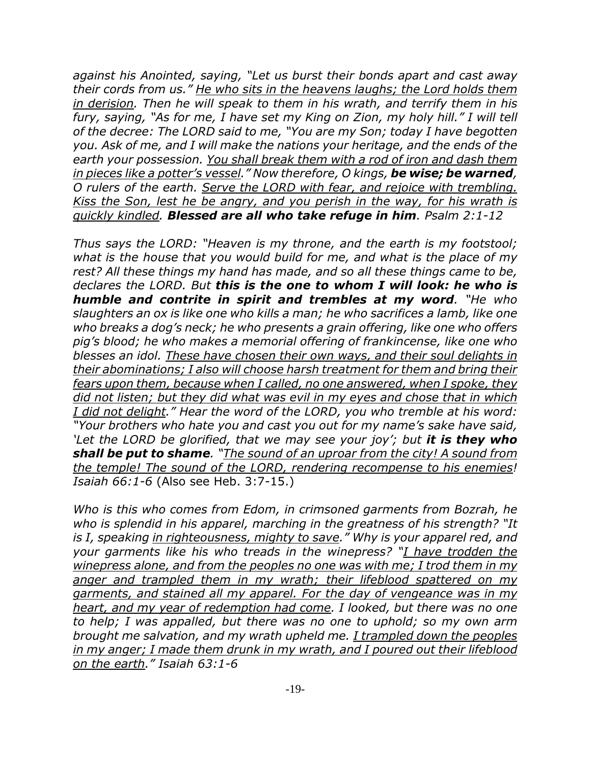*against his Anointed, saying, "Let us burst their bonds apart and cast away their cords from us." <u>He who sits in the heavens laughs; the Lord holds them in derision</u>. Then he will speak to them in his wrath, and terrify them in his fury, saying, "As for me, I have set my King on Zion, my holy hill." I will tell of the decree: The LORD said to me, "You are my Son; today I have begotten you. Ask of me, and I will make the nations your heritage, and the ends of the earth your possession. <u>You shall break them with a rod of iron and dash them in pieces like a potter's vessel</u>." Now therefore, O kings, **be wise; be warned**, O rulers of the earth. <u>Serve the LORD with fear, and rejoice with trembling. Kiss the Son, lest he be angry, and you perish in the way, for his wrath is quickly kindled</u>. **Blessed are all who take refuge in him**. Psalm 2:1-12*

*Thus says the LORD: "Heaven is my throne, and the earth is my footstool; what is the house that you would build for me, and what is the place of my rest? All these things my hand has made, and so all these things came to be, declares the LORD. But **this is the one to whom I will look: he who is humble and contrite in spirit and trembles at my word**. "He who slaughters an ox is like one who kills a man; he who sacrifices a lamb, like one who breaks a dog's neck; he who presents a grain offering, like one who offers pig's blood; he who makes a memorial offering of frankincense, like one who blesses an idol. <u>These have chosen their own ways, and their soul delights in their abominations; I also will choose harsh treatment for them and bring their fears upon them, because when I called, no one answered, when I spoke, they did not listen; but they did what was evil in my eyes and chose that in which I did not delight</u>." Hear the word of the LORD, you who tremble at his word: "Your brothers who hate you and cast you out for my name's sake have said, 'Let the LORD be glorified, that we may see your joy'; but **it is they who shall be put to shame**. "<u>The sound of an uproar from the city! A sound from the temple! The sound of the LORD, rendering recompense to his enemies</u>! Isaiah 66:1-6* (Also see Heb. 3:7-15.)

*Who is this who comes from Edom, in crimsoned garments from Bozrah, he who is splendid in his apparel, marching in the greatness of his strength? "It is I, speaking <u>in righteousness, mighty to save</u>." Why is your apparel red, and your garments like his who treads in the winepress? "<u>I have trodden the winepress alone, and from the peoples no one was with me; I trod them in my anger and trampled them in my wrath; their lifeblood spattered on my garments, and stained all my apparel. For the day of vengeance was in my heart, and my year of redemption had come</u>. I looked, but there was no one to help; I was appalled, but there was no one to uphold; so my own arm brought me salvation, and my wrath upheld me. <u>I trampled down the peoples in my anger; I made them drunk in my wrath, and I poured out their lifeblood on the earth</u>." Isaiah 63:1-6*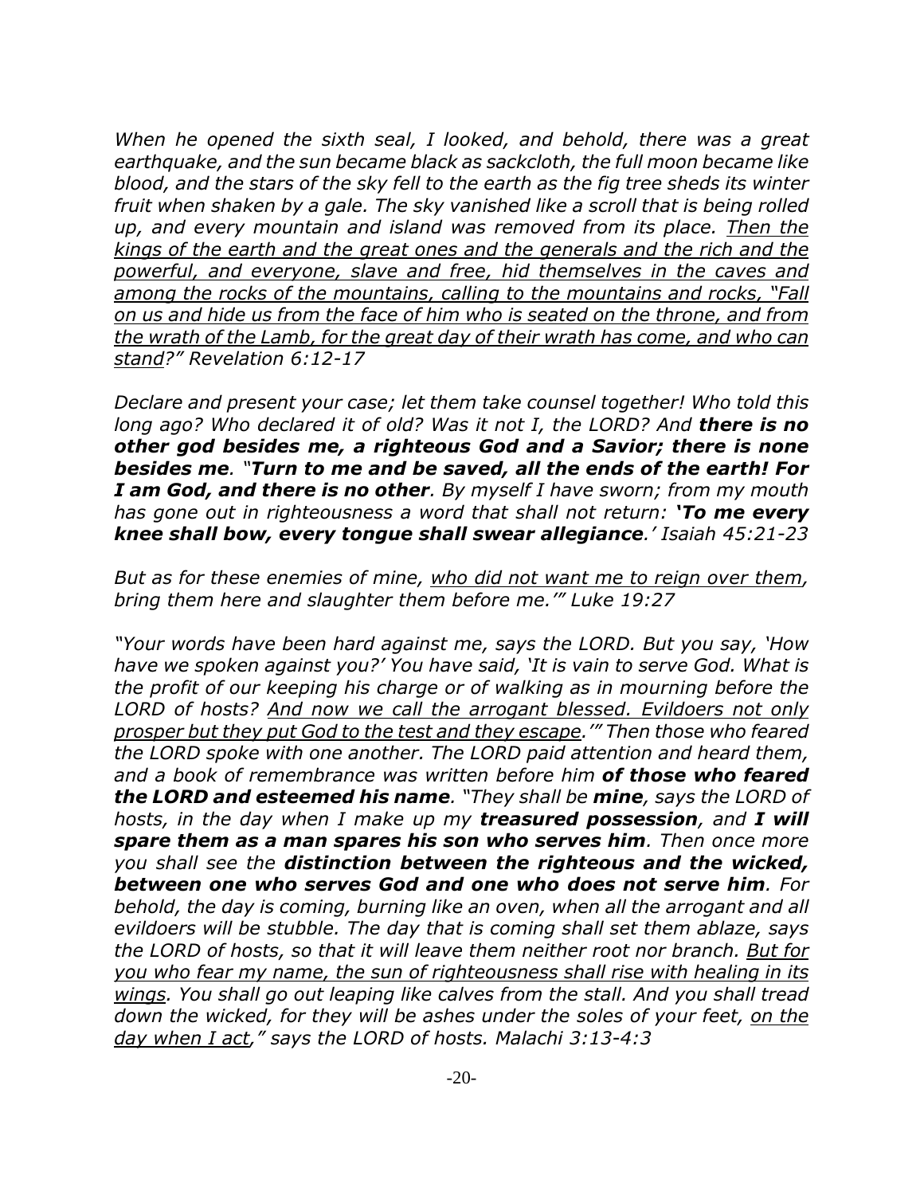*When he opened the sixth seal, I looked, and behold, there was a great earthquake, and the sun became black as sackcloth, the full moon became like blood, and the stars of the sky fell to the earth as the fig tree sheds its winter fruit when shaken by a gale. The sky vanished like a scroll that is being rolled up, and every mountain and island was removed from its place. <u>Then the kings of the earth and the great ones and the generals and the rich and the powerful, and everyone, slave and free, hid themselves in the caves and among the rocks of the mountains, calling to the mountains and rocks, "Fall on us and hide us from the face of him who is seated on the throne, and from the wrath of the Lamb, for the great day of their wrath has come, and who can stand</u>?" Revelation 6:12-17*

*Declare and present your case; let them take counsel together! Who told this long ago? Who declared it of old? Was it not I, the LORD? And **there is no other god besides me, a righteous God and a Savior; there is none besides me**. "**Turn to me and be saved, all the ends of the earth! For I am God, and there is no other**. By myself I have sworn; from my mouth has gone out in righteousness a word that shall not return: **'To me every knee shall bow, every tongue shall swear allegiance**.' Isaiah 45:21-23*

*But as for these enemies of mine, <u>who did not want me to reign over them</u>, bring them here and slaughter them before me.'" Luke 19:27*

*"Your words have been hard against me, says the LORD. But you say, 'How have we spoken against you?' You have said, 'It is vain to serve God. What is the profit of our keeping his charge or of walking as in mourning before the LORD of hosts? <u>And now we call the arrogant blessed. Evildoers not only prosper but they put God to the test and they escape</u>.'" Then those who feared the LORD spoke with one another. The LORD paid attention and heard them, and a book of remembrance was written before him **of those who feared the LORD and esteemed his name**. "They shall be **mine**, says the LORD of hosts, in the day when I make up my **treasured possession**, and **I will spare them as a man spares his son who serves him**. Then once more you shall see the **distinction between the righteous and the wicked, between one who serves God and one who does not serve him**. For behold, the day is coming, burning like an oven, when all the arrogant and all evildoers will be stubble. The day that is coming shall set them ablaze, says the LORD of hosts, so that it will leave them neither root nor branch. <u>But for you who fear my name, the sun of righteousness shall rise with healing in its wings</u>. You shall go out leaping like calves from the stall. And you shall tread down the wicked, for they will be ashes under the soles of your feet, <u>on the day when I act</u>," says the LORD of hosts. Malachi 3:13-4:3*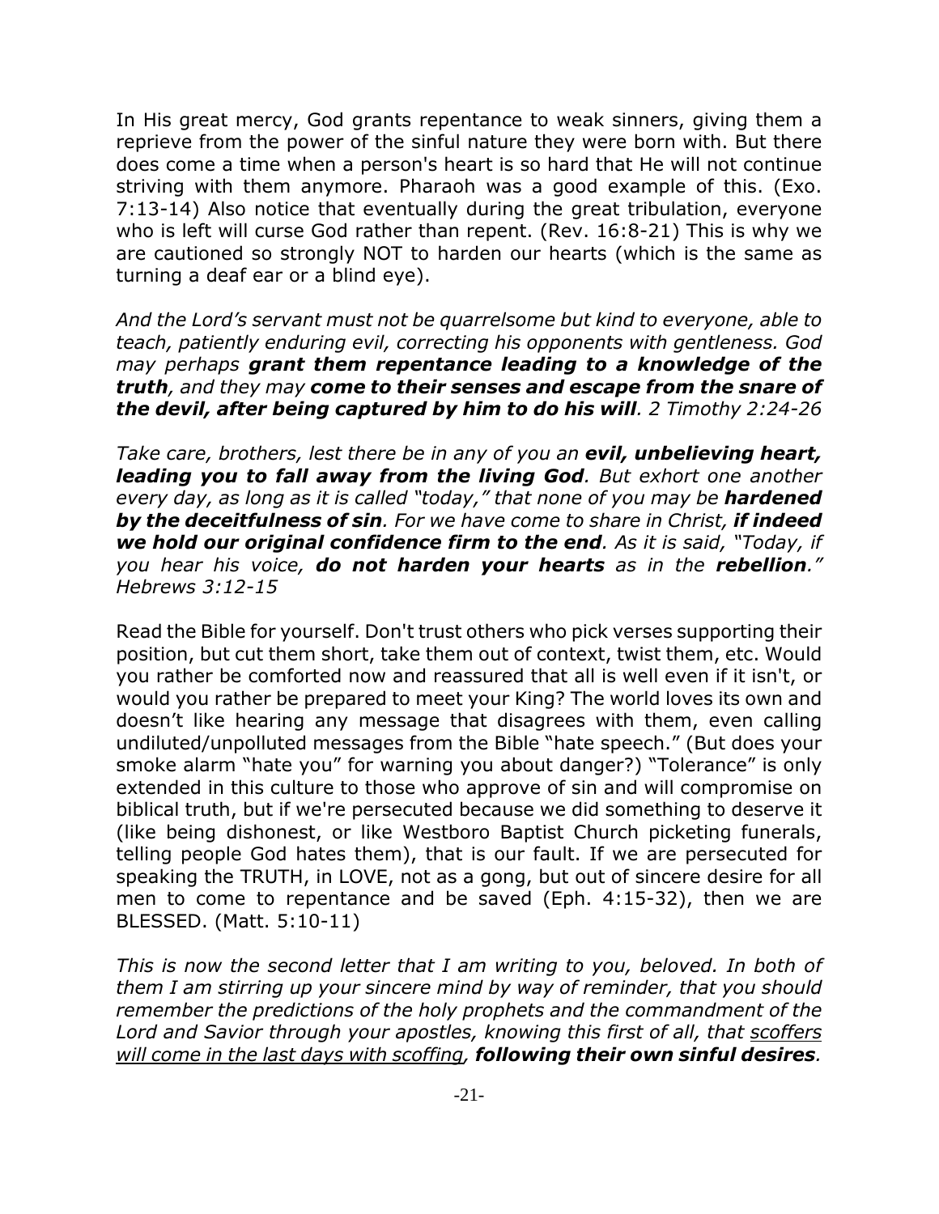In His great mercy, God grants repentance to weak sinners, giving them a reprieve from the power of the sinful nature they were born with. But there does come a time when a person's heart is so hard that He will not continue striving with them anymore. Pharaoh was a good example of this. (Exo. 7:13-14) Also notice that eventually during the great tribulation, everyone who is left will curse God rather than repent. (Rev. 16:8-21) This is why we are cautioned so strongly NOT to harden our hearts (which is the same as turning a deaf ear or a blind eye).

*And the Lord's servant must not be quarrelsome but kind to everyone, able to teach, patiently enduring evil, correcting his opponents with gentleness. God may perhaps* ***grant them repentance leading to a knowledge of the truth****, and they may* ***come to their senses and escape from the snare of the devil, after being captured by him to do his will****. 2 Timothy 2:24-26*

*Take care, brothers, lest there be in any of you an* ***evil, unbelieving heart, leading you to fall away from the living God****. But exhort one another every day, as long as it is called "today," that none of you may be* ***hardened by the deceitfulness of sin****. For we have come to share in Christ,* ***if indeed we hold our original confidence firm to the end****. As it is said, "Today, if you hear his voice,* ***do not harden your hearts*** *as in the* ***rebellion****." Hebrews 3:12-15*

Read the Bible for yourself. Don't trust others who pick verses supporting their position, but cut them short, take them out of context, twist them, etc. Would you rather be comforted now and reassured that all is well even if it isn't, or would you rather be prepared to meet your King? The world loves its own and doesn't like hearing any message that disagrees with them, even calling undiluted/unpolluted messages from the Bible "hate speech." (But does your smoke alarm "hate you" for warning you about danger?) "Tolerance" is only extended in this culture to those who approve of sin and will compromise on biblical truth, but if we're persecuted because we did something to deserve it (like being dishonest, or like Westboro Baptist Church picketing funerals, telling people God hates them), that is our fault. If we are persecuted for speaking the TRUTH, in LOVE, not as a gong, but out of sincere desire for all men to come to repentance and be saved (Eph. 4:15-32), then we are BLESSED. (Matt. 5:10-11)

*This is now the second letter that I am writing to you, beloved. In both of them I am stirring up your sincere mind by way of reminder, that you should remember the predictions of the holy prophets and the commandment of the Lord and Savior through your apostles, knowing this first of all, that <u>scoffers will come in the last days with scoffing</u>,* ***following their own sinful desires****.*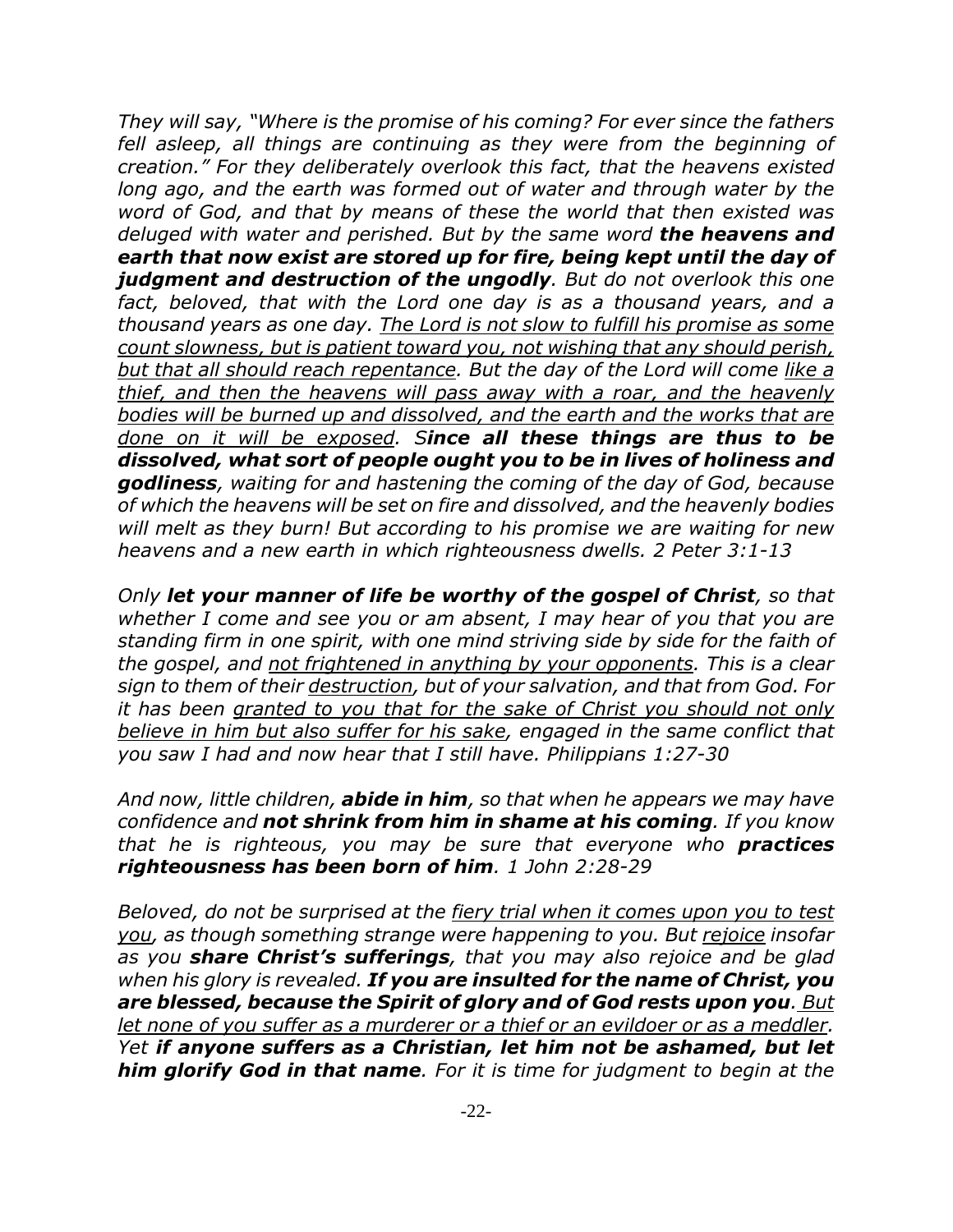*They will say, "Where is the promise of his coming? For ever since the fathers fell asleep, all things are continuing as they were from the beginning of creation." For they deliberately overlook this fact, that the heavens existed long ago, and the earth was formed out of water and through water by the word of God, and that by means of these the world that then existed was deluged with water and perished. But by the same word* ***the heavens and earth that now exist are stored up for fire, being kept until the day of judgment and destruction of the ungodly****. But do not overlook this one fact, beloved, that with the Lord one day is as a thousand years, and a thousand years as one day.* <u>*The Lord is not slow to fulfill his promise as some count slowness, but is patient toward you, not wishing that any should perish, but that all should reach repentance*</u>*. But the day of the Lord will come* <u>*like a thief, and then the heavens will pass away with a roar, and the heavenly bodies will be burned up and dissolved, and the earth and the works that are done on it will be exposed*</u>*. S****ince all these things are thus to be dissolved, what sort of people ought you to be in lives of holiness and godliness****, waiting for and hastening the coming of the day of God, because of which the heavens will be set on fire and dissolved, and the heavenly bodies will melt as they burn! But according to his promise we are waiting for new heavens and a new earth in which righteousness dwells. 2 Peter 3:1-13*

*Only* ***let your manner of life be worthy of the gospel of Christ****, so that whether I come and see you or am absent, I may hear of you that you are standing firm in one spirit, with one mind striving side by side for the faith of the gospel, and* <u>*not frightened in anything by your opponents*</u>*. This is a clear sign to them of their* <u>*destruction*</u>*, but of your salvation, and that from God. For it has been* <u>*granted to you that for the sake of Christ you should not only believe in him but also suffer for his sake*</u>*, engaged in the same conflict that you saw I had and now hear that I still have. Philippians 1:27-30*

*And now, little children,* ***abide in him****, so that when he appears we may have confidence and* ***not shrink from him in shame at his coming****. If you know that he is righteous, you may be sure that everyone who* ***practices righteousness has been born of him****. 1 John 2:28-29*

*Beloved, do not be surprised at the* <u>*fiery trial when it comes upon you to test you*</u>*, as though something strange were happening to you. But* <u>*rejoice*</u> *insofar as you* ***share Christ's sufferings****, that you may also rejoice and be glad when his glory is revealed.* ***If you are insulted for the name of Christ, you are blessed, because the Spirit of glory and of God rests upon you****.* <u>*But let none of you suffer as a murderer or a thief or an evildoer or as a meddler.*</u> *Yet* ***if anyone suffers as a Christian, let him not be ashamed, but let him glorify God in that name****. For it is time for judgment to begin at the*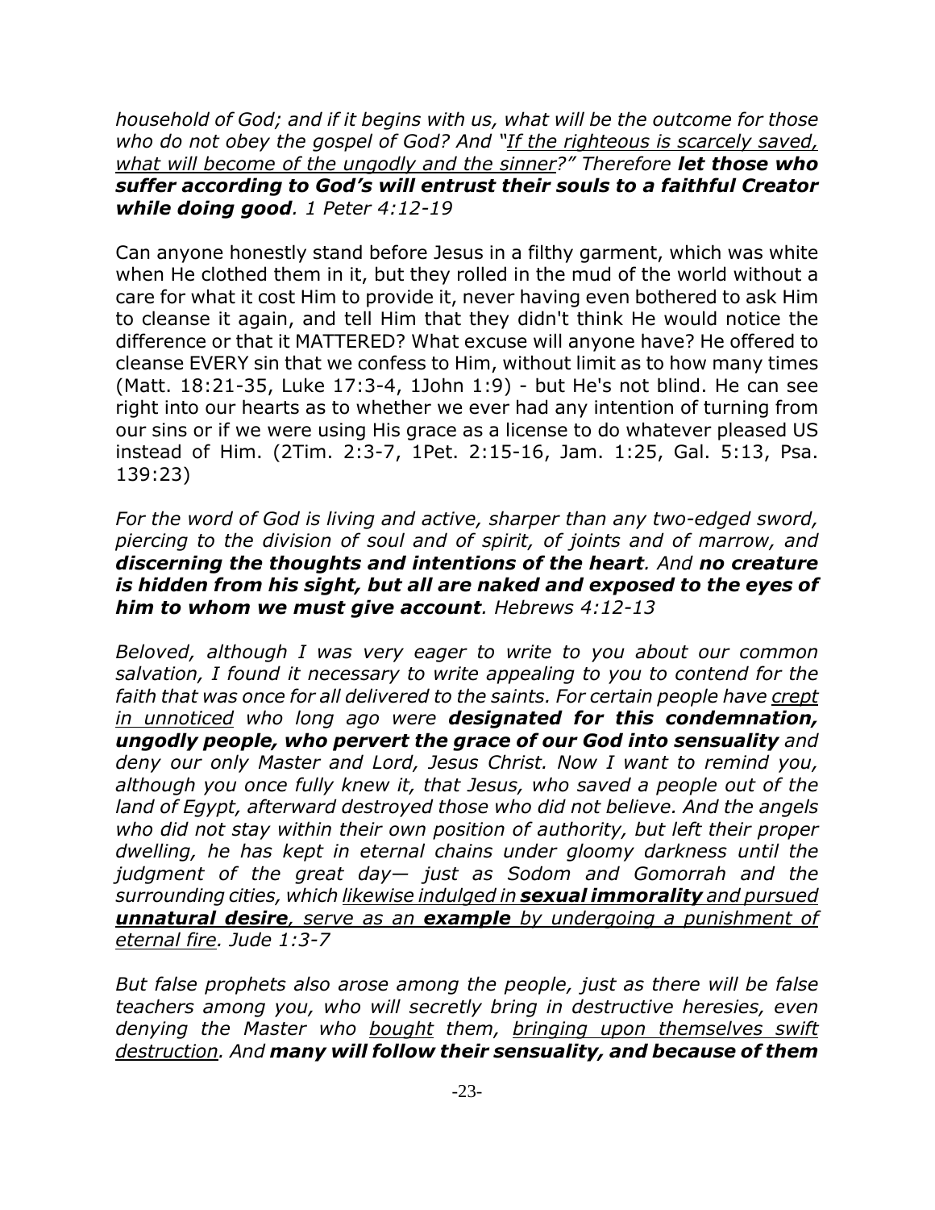*household of God; and if it begins with us, what will be the outcome for those who do not obey the gospel of God? And "<u>If the righteous is scarcely saved, what will become of the ungodly and the sinner</u>?" Therefore **let those who suffer according to God's will entrust their souls to a faithful Creator while doing good**. 1 Peter 4:12-19*

Can anyone honestly stand before Jesus in a filthy garment, which was white when He clothed them in it, but they rolled in the mud of the world without a care for what it cost Him to provide it, never having even bothered to ask Him to cleanse it again, and tell Him that they didn't think He would notice the difference or that it MATTERED? What excuse will anyone have? He offered to cleanse EVERY sin that we confess to Him, without limit as to how many times (Matt. 18:21-35, Luke 17:3-4, 1John 1:9) - but He's not blind. He can see right into our hearts as to whether we ever had any intention of turning from our sins or if we were using His grace as a license to do whatever pleased US instead of Him. (2Tim. 2:3-7, 1Pet. 2:15-16, Jam. 1:25, Gal. 5:13, Psa. 139:23)

*For the word of God is living and active, sharper than any two-edged sword, piercing to the division of soul and of spirit, of joints and of marrow, and **discerning the thoughts and intentions of the heart**. And **no creature is hidden from his sight, but all are naked and exposed to the eyes of him to whom we must give account**. Hebrews 4:12-13*

*Beloved, although I was very eager to write to you about our common salvation, I found it necessary to write appealing to you to contend for the faith that was once for all delivered to the saints. For certain people have <u>crept in unnoticed</u> who long ago were **designated for this condemnation, ungodly people, who pervert the grace of our God into sensuality** and deny our only Master and Lord, Jesus Christ. Now I want to remind you, although you once fully knew it, that Jesus, who saved a people out of the land of Egypt, afterward destroyed those who did not believe. And the angels who did not stay within their own position of authority, but left their proper dwelling, he has kept in eternal chains under gloomy darkness until the judgment of the great day— just as Sodom and Gomorrah and the surrounding cities, which <u>likewise indulged in **sexual immorality** and pursued **unnatural desire**, serve as an **example** by undergoing a punishment of eternal fire</u>. Jude 1:3-7*

*But false prophets also arose among the people, just as there will be false teachers among you, who will secretly bring in destructive heresies, even denying the Master who <u>bought</u> them, <u>bringing upon themselves swift destruction</u>. And **many will follow their sensuality, and because of them***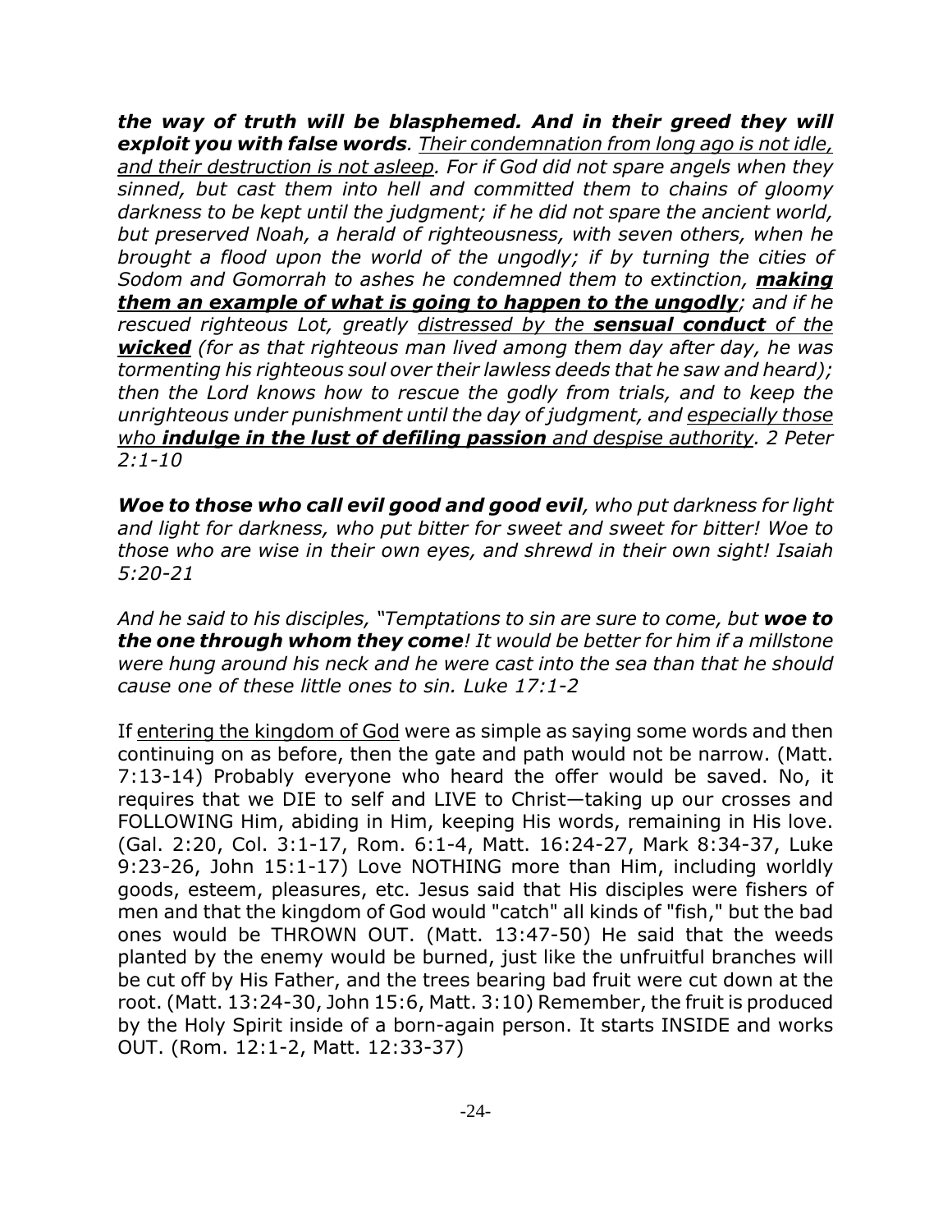***the way of truth will be blasphemed. And in their greed they will exploit you with false words**. <u>Their condemnation from long ago is not idle, and their destruction is not asleep</u>. For if God did not spare angels when they sinned, but cast them into hell and committed them to chains of gloomy darkness to be kept until the judgment; if he did not spare the ancient world, but preserved Noah, a herald of righteousness, with seven others, when he brought a flood upon the world of the ungodly; if by turning the cities of Sodom and Gomorrah to ashes he condemned them to extinction, **<u>making them an example of what is going to happen to the ungodly</u>**; and if he rescued righteous Lot, greatly <u>distressed by the **sensual conduct** of the **wicked**</u> (for as that righteous man lived among them day after day, he was tormenting his righteous soul over their lawless deeds that he saw and heard); then the Lord knows how to rescue the godly from trials, and to keep the unrighteous under punishment until the day of judgment, and <u>especially those who **indulge in the lust of defiling passion** and despise authority</u>. 2 Peter 2:1-10*

***Woe to those who call evil good and good evil**, who put darkness for light and light for darkness, who put bitter for sweet and sweet for bitter! Woe to those who are wise in their own eyes, and shrewd in their own sight! Isaiah 5:20-21*

*And he said to his disciples, "Temptations to sin are sure to come, but **woe to the one through whom they come**! It would be better for him if a millstone were hung around his neck and he were cast into the sea than that he should cause one of these little ones to sin. Luke 17:1-2*

If <u>entering the kingdom of God</u> were as simple as saying some words and then continuing on as before, then the gate and path would not be narrow. (Matt. 7:13-14) Probably everyone who heard the offer would be saved. No, it requires that we DIE to self and LIVE to Christ—taking up our crosses and FOLLOWING Him, abiding in Him, keeping His words, remaining in His love. (Gal. 2:20, Col. 3:1-17, Rom. 6:1-4, Matt. 16:24-27, Mark 8:34-37, Luke 9:23-26, John 15:1-17) Love NOTHING more than Him, including worldly goods, esteem, pleasures, etc. Jesus said that His disciples were fishers of men and that the kingdom of God would "catch" all kinds of "fish," but the bad ones would be THROWN OUT. (Matt. 13:47-50) He said that the weeds planted by the enemy would be burned, just like the unfruitful branches will be cut off by His Father, and the trees bearing bad fruit were cut down at the root. (Matt. 13:24-30, John 15:6, Matt. 3:10) Remember, the fruit is produced by the Holy Spirit inside of a born-again person. It starts INSIDE and works OUT. (Rom. 12:1-2, Matt. 12:33-37)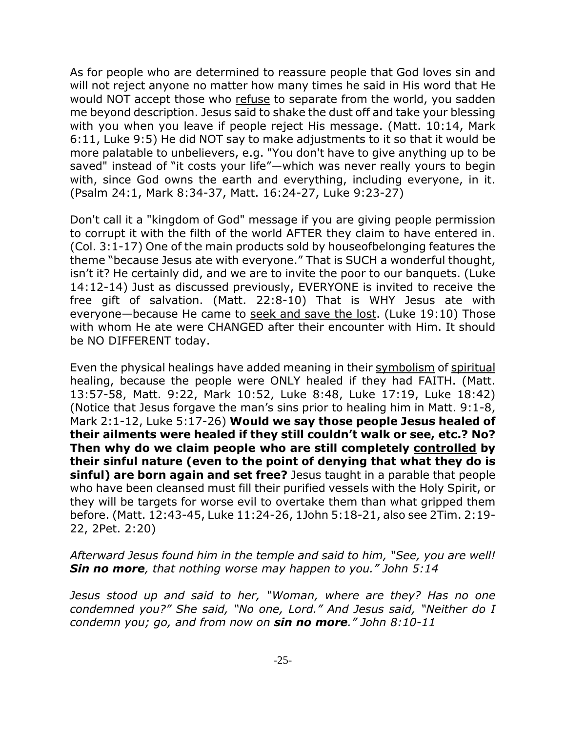As for people who are determined to reassure people that God loves sin and will not reject anyone no matter how many times he said in His word that He would NOT accept those who <u>refuse</u> to separate from the world, you sadden me beyond description. Jesus said to shake the dust off and take your blessing with you when you leave if people reject His message. (Matt. 10:14, Mark 6:11, Luke 9:5) He did NOT say to make adjustments to it so that it would be more palatable to unbelievers, e.g. "You don't have to give anything up to be saved" instead of "it costs your life"—which was never really yours to begin with, since God owns the earth and everything, including everyone, in it. (Psalm 24:1, Mark 8:34-37, Matt. 16:24-27, Luke 9:23-27)

Don't call it a "kingdom of God" message if you are giving people permission to corrupt it with the filth of the world AFTER they claim to have entered in. (Col. 3:1-17) One of the main products sold by houseofbelonging features the theme "because Jesus ate with everyone." That is SUCH a wonderful thought, isn't it? He certainly did, and we are to invite the poor to our banquets. (Luke 14:12-14) Just as discussed previously, EVERYONE is invited to receive the free gift of salvation. (Matt. 22:8-10) That is WHY Jesus ate with everyone—because He came to <u>seek and save the lost</u>. (Luke 19:10) Those with whom He ate were CHANGED after their encounter with Him. It should be NO DIFFERENT today.

Even the physical healings have added meaning in their <u>symbolism</u> of <u>spiritual</u> healing, because the people were ONLY healed if they had FAITH. (Matt. 13:57-58, Matt. 9:22, Mark 10:52, Luke 8:48, Luke 17:19, Luke 18:42) (Notice that Jesus forgave the man's sins prior to healing him in Matt. 9:1-8, Mark 2:1-12, Luke 5:17-26) **Would we say those people Jesus healed of their ailments were healed if they still couldn't walk or see, etc.? No? Then why do we claim people who are still completely <u>controlled</u> by their sinful nature (even to the point of denying that what they do is sinful) are born again and set free?** Jesus taught in a parable that people who have been cleansed must fill their purified vessels with the Holy Spirit, or they will be targets for worse evil to overtake them than what gripped them before. (Matt. 12:43-45, Luke 11:24-26, 1John 5:18-21, also see 2Tim. 2:19-22, 2Pet. 2:20)

*Afterward Jesus found him in the temple and said to him, "See, you are well! **Sin no more**, that nothing worse may happen to you." John 5:14*

*Jesus stood up and said to her, "Woman, where are they? Has no one condemned you?" She said, "No one, Lord." And Jesus said, "Neither do I condemn you; go, and from now on **sin no more**." John 8:10-11*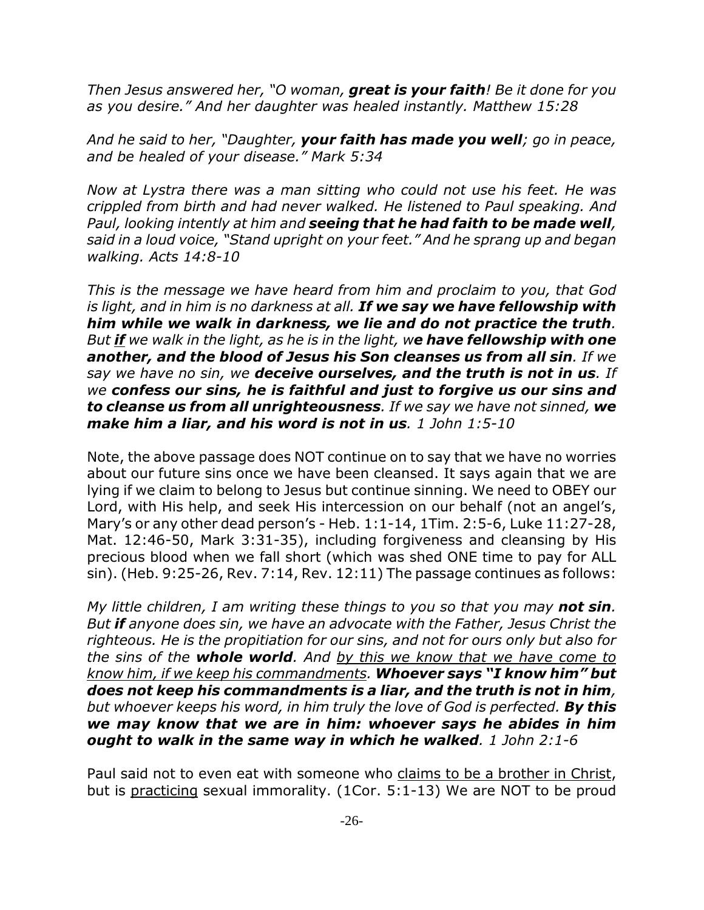*Then Jesus answered her, "O woman, **great is your faith**! Be it done for you as you desire." And her daughter was healed instantly. Matthew 15:28*

*And he said to her, "Daughter, **your faith has made you well**; go in peace, and be healed of your disease." Mark 5:34*

*Now at Lystra there was a man sitting who could not use his feet. He was crippled from birth and had never walked. He listened to Paul speaking. And Paul, looking intently at him and **seeing that he had faith to be made well**, said in a loud voice, "Stand upright on your feet." And he sprang up and began walking. Acts 14:8-10*

*This is the message we have heard from him and proclaim to you, that God is light, and in him is no darkness at all. **If we say we have fellowship with him while we walk in darkness, we lie and do not practice the truth**. But <u>**if**</u> we walk in the light, as he is in the light, w**e have fellowship with one another, and the blood of Jesus his Son cleanses us from all sin**. If we say we have no sin, we **deceive ourselves, and the truth is not in us**. If we **confess our sins, he is faithful and just to forgive us our sins and to cleanse us from all unrighteousness**. If we say we have not sinned, **we make him a liar, and his word is not in us**. 1 John 1:5-10*

Note, the above passage does NOT continue on to say that we have no worries about our future sins once we have been cleansed. It says again that we are lying if we claim to belong to Jesus but continue sinning. We need to OBEY our Lord, with His help, and seek His intercession on our behalf (not an angel's, Mary's or any other dead person's - Heb. 1:1-14, 1Tim. 2:5-6, Luke 11:27-28, Mat. 12:46-50, Mark 3:31-35), including forgiveness and cleansing by His precious blood when we fall short (which was shed ONE time to pay for ALL sin). (Heb. 9:25-26, Rev. 7:14, Rev. 12:11) The passage continues as follows:

*My little children, I am writing these things to you so that you may **not sin**. But **if** anyone does sin, we have an advocate with the Father, Jesus Christ the righteous. He is the propitiation for our sins, and not for ours only but also for the sins of the **whole world**. And <u>by this we know that we have come to know him, if we keep his commandments</u>. **Whoever says "I know him" but does not keep his commandments is a liar, and the truth is not in him**, but whoever keeps his word, in him truly the love of God is perfected. **By this we may know that we are in him: whoever says he abides in him ought to walk in the same way in which he walked**. 1 John 2:1-6*

Paul said not to even eat with someone who <u>claims to be a brother in Christ</u>, but is <u>practicing</u> sexual immorality. (1Cor. 5:1-13) We are NOT to be proud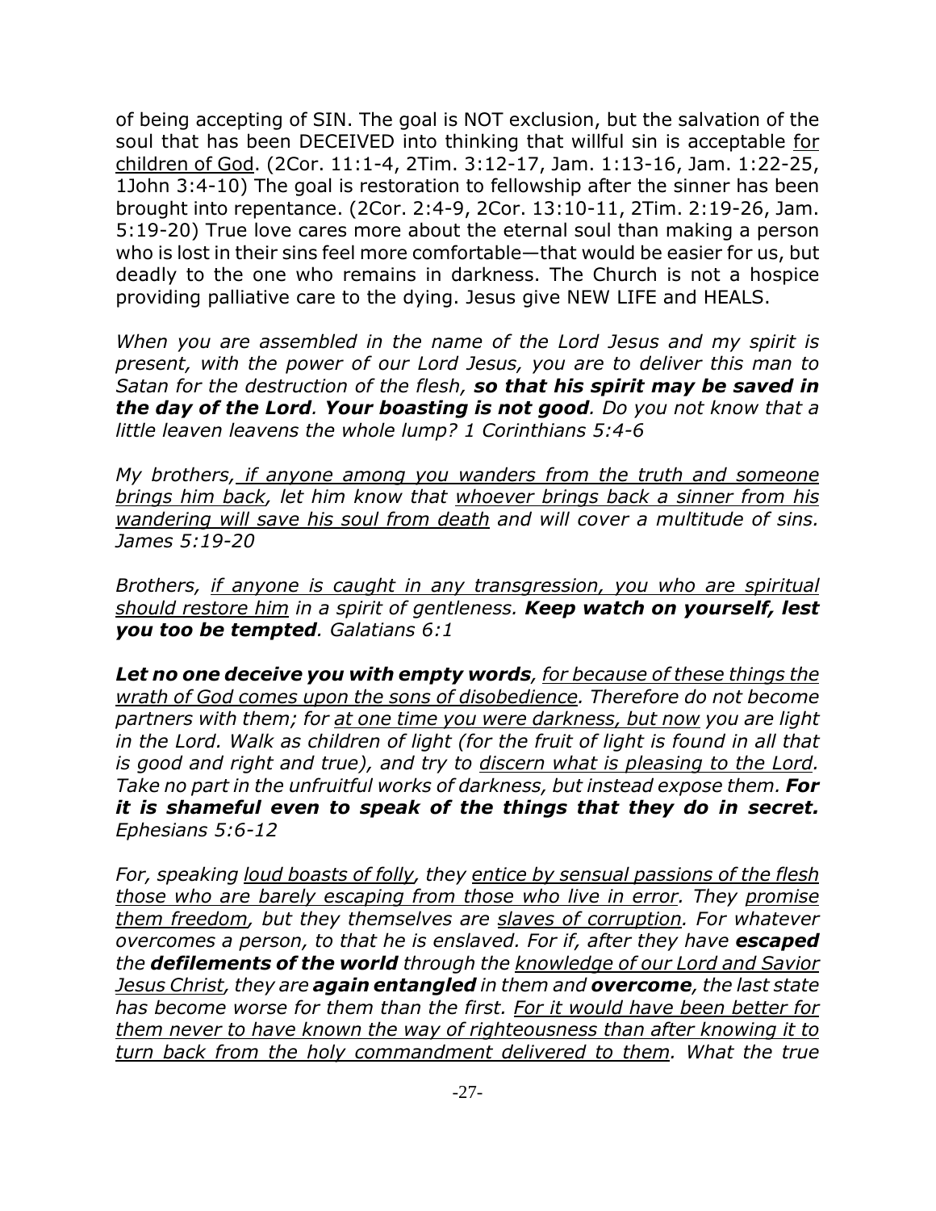of being accepting of SIN. The goal is NOT exclusion, but the salvation of the soul that has been DECEIVED into thinking that willful sin is acceptable <u>for children of God</u>. (2Cor. 11:1-4, 2Tim. 3:12-17, Jam. 1:13-16, Jam. 1:22-25, 1John 3:4-10) The goal is restoration to fellowship after the sinner has been brought into repentance. (2Cor. 2:4-9, 2Cor. 13:10-11, 2Tim. 2:19-26, Jam. 5:19-20) True love cares more about the eternal soul than making a person who is lost in their sins feel more comfortable—that would be easier for us, but deadly to the one who remains in darkness. The Church is not a hospice providing palliative care to the dying. Jesus give NEW LIFE and HEALS.

*When you are assembled in the name of the Lord Jesus and my spirit is present, with the power of our Lord Jesus, you are to deliver this man to Satan for the destruction of the flesh, **so that his spirit may be saved in the day of the Lord**. **Your boasting is not good**. Do you not know that a little leaven leavens the whole lump? 1 Corinthians 5:4-6*

*My brothers, <u>if anyone among you wanders from the truth and someone brings him back</u>, let him know that <u>whoever brings back a sinner from his wandering will save his soul from death</u> and will cover a multitude of sins. James 5:19-20*

*Brothers, <u>if anyone is caught in any transgression, you who are spiritual should restore him</u> in a spirit of gentleness. **Keep watch on yourself, lest you too be tempted**. Galatians 6:1*

***Let no one deceive you with empty words**, <u>for because of these things the wrath of God comes upon the sons of disobedience</u>. Therefore do not become partners with them; for <u>at one time you were darkness, but now</u> you are light in the Lord. Walk as children of light (for the fruit of light is found in all that is good and right and true), and try to <u>discern what is pleasing to the Lord</u>. Take no part in the unfruitful works of darkness, but instead expose them. **For it is shameful even to speak of the things that they do in secret.** Ephesians 5:6-12*

*For, speaking <u>loud boasts of folly</u>, they <u>entice by sensual passions of the flesh those who are barely escaping from those who live in error</u>. They <u>promise them freedom</u>, but they themselves are <u>slaves of corruption</u>. For whatever overcomes a person, to that he is enslaved. For if, after they have **escaped** the **defilements of the world** through the <u>knowledge of our Lord and Savior Jesus Christ</u>, they are **again entangled** in them and **overcome**, the last state has become worse for them than the first. <u>For it would have been better for them never to have known the way of righteousness than after knowing it to turn back from the holy commandment delivered to them</u>. What the true*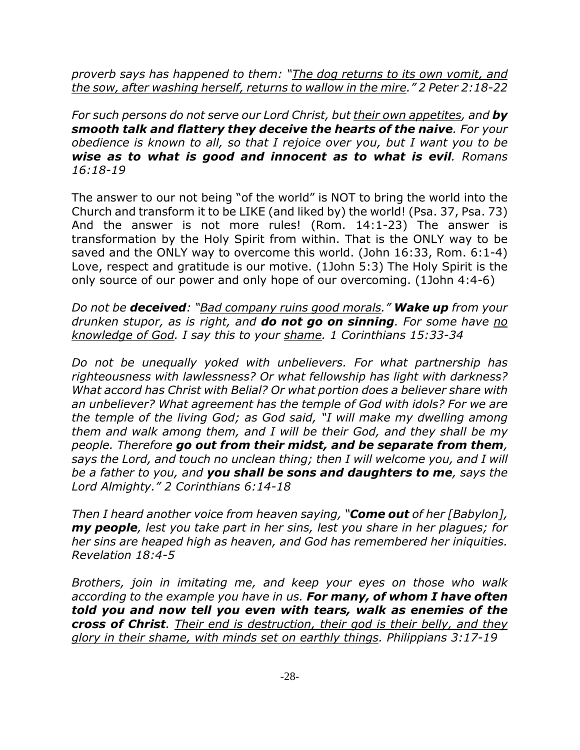*proverb says has happened to them: "<u>The dog returns to its own vomit, and the sow, after washing herself, returns to wallow in the mire</u>." 2 Peter 2:18-22*

*For such persons do not serve our Lord Christ, but <u>their own appetites</u>, and **by smooth talk and flattery they deceive the hearts of the naive**. For your obedience is known to all, so that I rejoice over you, but I want you to be **wise as to what is good and innocent as to what is evil**. Romans 16:18-19*

The answer to our not being "of the world" is NOT to bring the world into the Church and transform it to be LIKE (and liked by) the world! (Psa. 37, Psa. 73) And the answer is not more rules! (Rom. 14:1-23) The answer is transformation by the Holy Spirit from within. That is the ONLY way to be saved and the ONLY way to overcome this world. (John 16:33, Rom. 6:1-4) Love, respect and gratitude is our motive. (1John 5:3) The Holy Spirit is the only source of our power and only hope of our overcoming. (1John 4:4-6)

*Do not be **deceived**: "<u>Bad company ruins good morals</u>." **Wake up** from your drunken stupor, as is right, and **do not go on sinning**. For some have <u>no knowledge of God</u>. I say this to your <u>shame</u>. 1 Corinthians 15:33-34*

*Do not be unequally yoked with unbelievers. For what partnership has righteousness with lawlessness? Or what fellowship has light with darkness? What accord has Christ with Belial? Or what portion does a believer share with an unbeliever? What agreement has the temple of God with idols? For we are the temple of the living God; as God said, "I will make my dwelling among them and walk among them, and I will be their God, and they shall be my people. Therefore **go out from their midst, and be separate from them**, says the Lord, and touch no unclean thing; then I will welcome you, and I will be a father to you, and **you shall be sons and daughters to me**, says the Lord Almighty." 2 Corinthians 6:14-18*

*Then I heard another voice from heaven saying, "**Come out** of her [Babylon], **my people**, lest you take part in her sins, lest you share in her plagues; for her sins are heaped high as heaven, and God has remembered her iniquities. Revelation 18:4-5*

*Brothers, join in imitating me, and keep your eyes on those who walk according to the example you have in us. **For many, of whom I have often told you and now tell you even with tears, walk as enemies of the cross of Christ**. <u>Their end is destruction, their god is their belly, and they glory in their shame, with minds set on earthly things</u>. Philippians 3:17-19*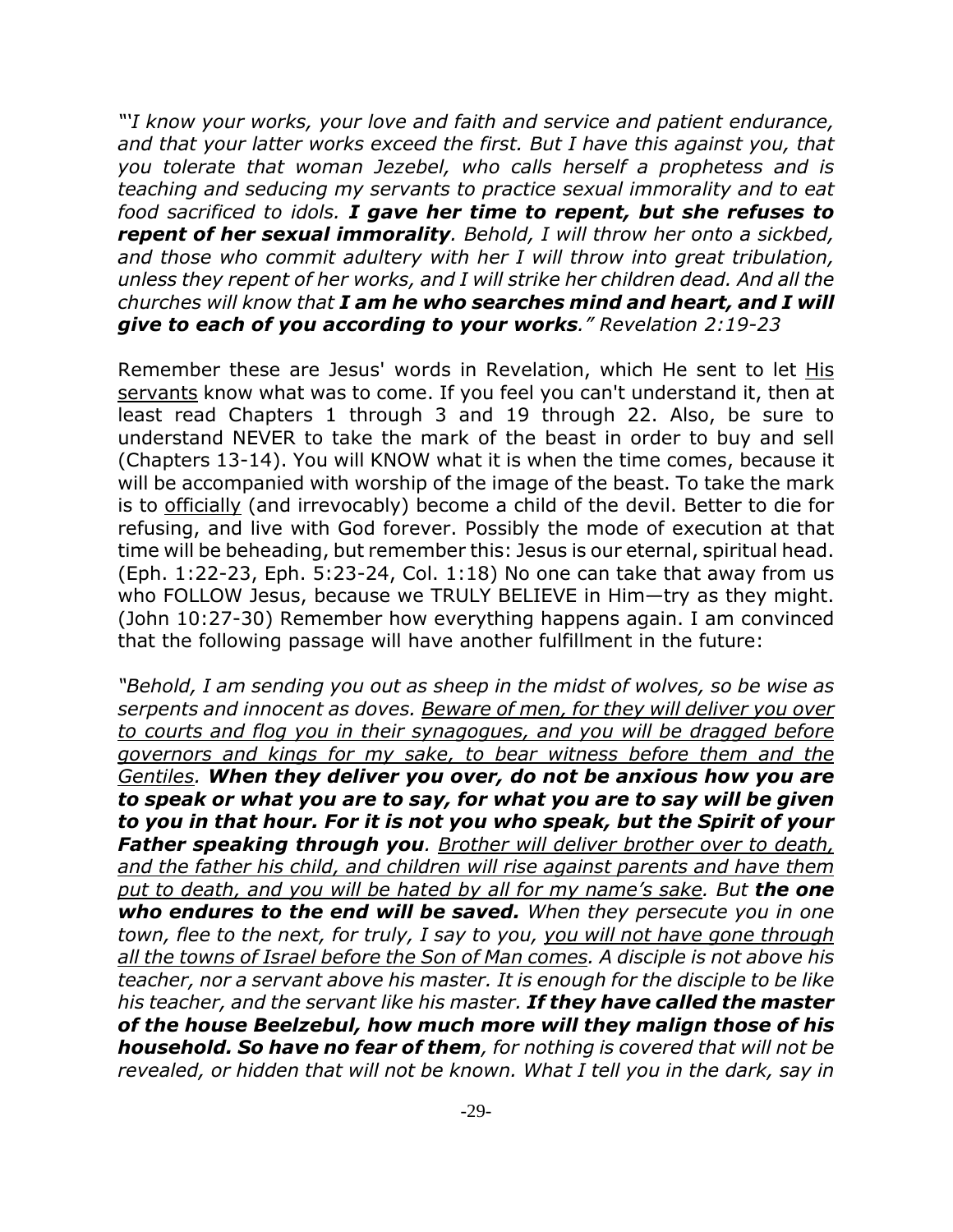*"'I know your works, your love and faith and service and patient endurance, and that your latter works exceed the first. But I have this against you, that you tolerate that woman Jezebel, who calls herself a prophetess and is teaching and seducing my servants to practice sexual immorality and to eat food sacrificed to idols. **I gave her time to repent, but she refuses to repent of her sexual immorality**. Behold, I will throw her onto a sickbed, and those who commit adultery with her I will throw into great tribulation, unless they repent of her works, and I will strike her children dead. And all the churches will know that **I am he who searches mind and heart, and I will give to each of you according to your works**." Revelation 2:19-23*

Remember these are Jesus' words in Revelation, which He sent to let <u>His servants</u> know what was to come. If you feel you can't understand it, then at least read Chapters 1 through 3 and 19 through 22. Also, be sure to understand NEVER to take the mark of the beast in order to buy and sell (Chapters 13-14). You will KNOW what it is when the time comes, because it will be accompanied with worship of the image of the beast. To take the mark is to <u>officially</u> (and irrevocably) become a child of the devil. Better to die for refusing, and live with God forever. Possibly the mode of execution at that time will be beheading, but remember this: Jesus is our eternal, spiritual head. (Eph. 1:22-23, Eph. 5:23-24, Col. 1:18) No one can take that away from us who FOLLOW Jesus, because we TRULY BELIEVE in Him—try as they might. (John 10:27-30) Remember how everything happens again. I am convinced that the following passage will have another fulfillment in the future:

*"Behold, I am sending you out as sheep in the midst of wolves, so be wise as serpents and innocent as doves. <u>Beware of men, for they will deliver you over to courts and flog you in their synagogues, and you will be dragged before governors and kings for my sake, to bear witness before them and the Gentiles</u>. **When they deliver you over, do not be anxious how you are to speak or what you are to say, for what you are to say will be given to you in that hour. For it is not you who speak, but the Spirit of your Father speaking through you**. <u>Brother will deliver brother over to death, and the father his child, and children will rise against parents and have them put to death, and you will be hated by all for my name's sake</u>. But **the one who endures to the end will be saved.** When they persecute you in one town, flee to the next, for truly, I say to you, <u>you will not have gone through all the towns of Israel before the Son of Man comes</u>. A disciple is not above his teacher, nor a servant above his master. It is enough for the disciple to be like his teacher, and the servant like his master. **If they have called the master of the house Beelzebul, how much more will they malign those of his household. So have no fear of them**, for nothing is covered that will not be revealed, or hidden that will not be known. What I tell you in the dark, say in*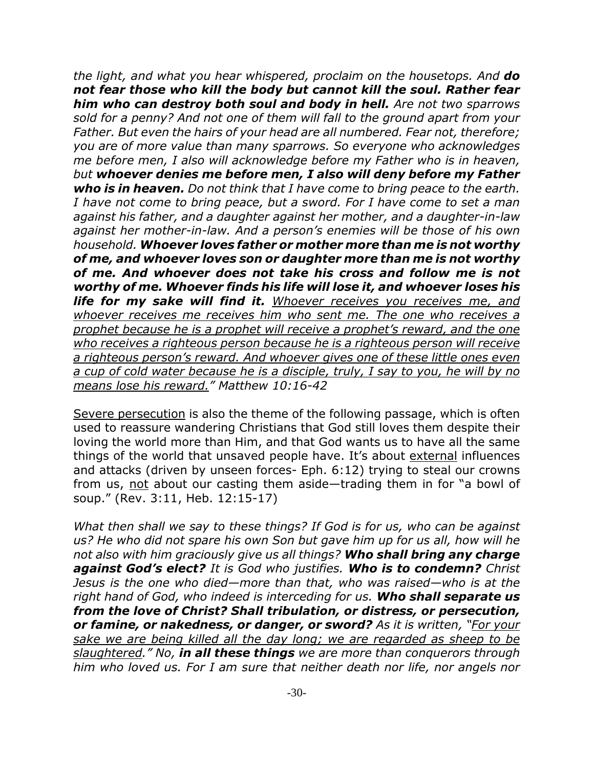*the light, and what you hear whispered, proclaim on the housetops. And **do not fear those who kill the body but cannot kill the soul. Rather fear him who can destroy both soul and body in hell.** Are not two sparrows sold for a penny? And not one of them will fall to the ground apart from your Father. But even the hairs of your head are all numbered. Fear not, therefore; you are of more value than many sparrows. So everyone who acknowledges me before men, I also will acknowledge before my Father who is in heaven, but **whoever denies me before men, I also will deny before my Father who is in heaven.** Do not think that I have come to bring peace to the earth. I have not come to bring peace, but a sword. For I have come to set a man against his father, and a daughter against her mother, and a daughter-in-law against her mother-in-law. And a person's enemies will be those of his own household. **Whoever loves father or mother more than me is not worthy of me, and whoever loves son or daughter more than me is not worthy of me. And whoever does not take his cross and follow me is not worthy of me. Whoever finds his life will lose it, and whoever loses his life for my sake will find it.** <u>Whoever receives you receives me, and whoever receives me receives him who sent me. The one who receives a prophet because he is a prophet will receive a prophet's reward, and the one who receives a righteous person because he is a righteous person will receive a righteous person's reward. And whoever gives one of these little ones even a cup of cold water because he is a disciple, truly, I say to you, he will by no means lose his reward.</u>" Matthew 10:16-42*

<u>Severe persecution</u> is also the theme of the following passage, which is often used to reassure wandering Christians that God still loves them despite their loving the world more than Him, and that God wants us to have all the same things of the world that unsaved people have. It's about <u>external</u> influences and attacks (driven by unseen forces- Eph. 6:12) trying to steal our crowns from us, <u>not</u> about our casting them aside—trading them in for "a bowl of soup." (Rev. 3:11, Heb. 12:15-17)

*What then shall we say to these things? If God is for us, who can be against us? He who did not spare his own Son but gave him up for us all, how will he not also with him graciously give us all things? **Who shall bring any charge against God's elect?** It is God who justifies. **Who is to condemn?** Christ Jesus is the one who died—more than that, who was raised—who is at the right hand of God, who indeed is interceding for us. **Who shall separate us from the love of Christ? Shall tribulation, or distress, or persecution, or famine, or nakedness, or danger, or sword?** As it is written, "<u>For your sake we are being killed all the day long; we are regarded as sheep to be slaughtered</u>." No, **in all these things** we are more than conquerors through him who loved us. For I am sure that neither death nor life, nor angels nor*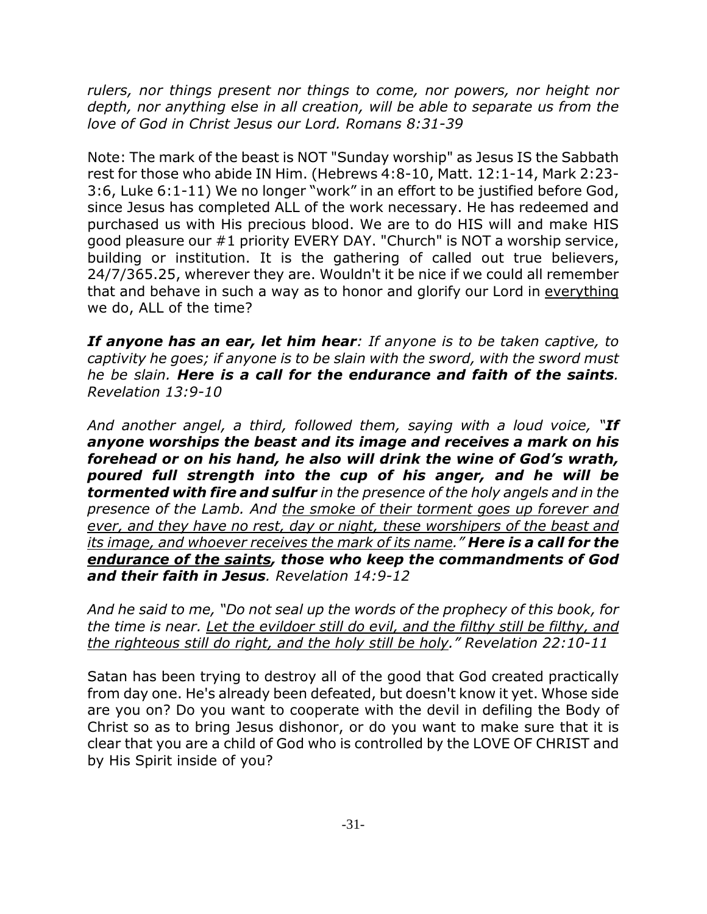*rulers, nor things present nor things to come, nor powers, nor height nor depth, nor anything else in all creation, will be able to separate us from the love of God in Christ Jesus our Lord. Romans 8:31-39*

Note: The mark of the beast is NOT "Sunday worship" as Jesus IS the Sabbath rest for those who abide IN Him. (Hebrews 4:8-10, Matt. 12:1-14, Mark 2:23-3:6, Luke 6:1-11) We no longer "work" in an effort to be justified before God, since Jesus has completed ALL of the work necessary. He has redeemed and purchased us with His precious blood. We are to do HIS will and make HIS good pleasure our #1 priority EVERY DAY. "Church" is NOT a worship service, building or institution. It is the gathering of called out true believers, 24/7/365.25, wherever they are. Wouldn't it be nice if we could all remember that and behave in such a way as to honor and glorify our Lord in <u>everything</u> we do, ALL of the time?

***If anyone has an ear, let him hear****: If anyone is to be taken captive, to captivity he goes; if anyone is to be slain with the sword, with the sword must he be slain.* ***Here is a call for the endurance and faith of the saints****. Revelation 13:9-10*

*And another angel, a third, followed them, saying with a loud voice, "****If anyone worships the beast and its image and receives a mark on his forehead or on his hand, he also will drink the wine of God's wrath, poured full strength into the cup of his anger, and he will be tormented with fire and sulfur*** *in the presence of the holy angels and in the presence of the Lamb. And <u>the smoke of their torment goes up forever and ever, and they have no rest, day or night, these worshipers of the beast and its image, and whoever receives the mark of its name</u>."* ***Here is a call for the <u>endurance of the saints</u>, those who keep the commandments of God and their faith in Jesus****. Revelation 14:9-12*

*And he said to me, "Do not seal up the words of the prophecy of this book, for the time is near. <u>Let the evildoer still do evil, and the filthy still be filthy, and the righteous still do right, and the holy still be holy</u>." Revelation 22:10-11*

Satan has been trying to destroy all of the good that God created practically from day one. He's already been defeated, but doesn't know it yet. Whose side are you on? Do you want to cooperate with the devil in defiling the Body of Christ so as to bring Jesus dishonor, or do you want to make sure that it is clear that you are a child of God who is controlled by the LOVE OF CHRIST and by His Spirit inside of you?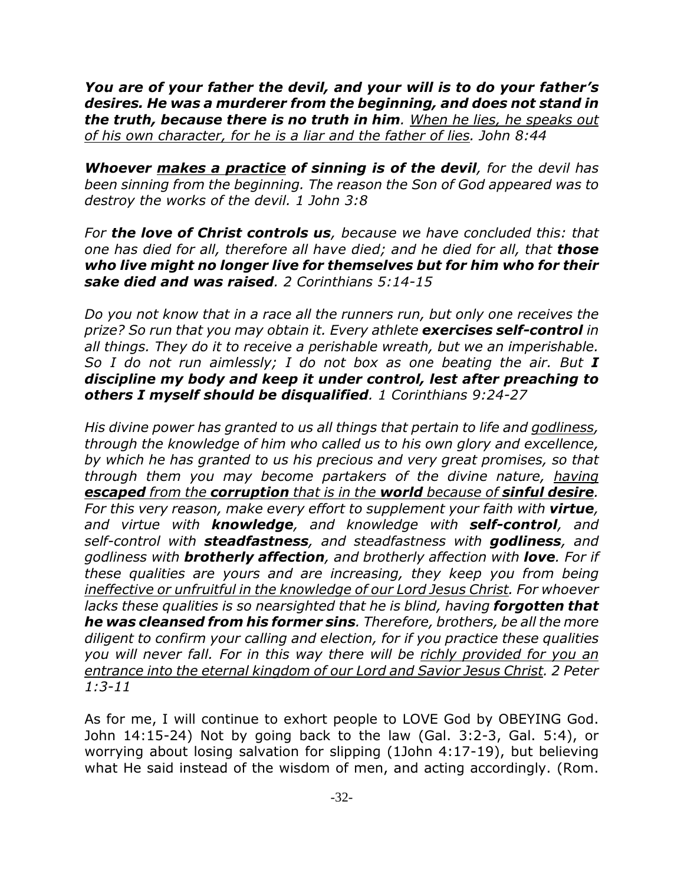***You are of your father the devil, and your will is to do your father's desires. He was a murderer from the beginning, and does not stand in the truth, because there is no truth in him**. <u>When he lies, he speaks out of his own character, for he is a liar and the father of lies</u>. John 8:44*

***Whoever <u>makes a practice</u> of sinning is of the devil**, for the devil has been sinning from the beginning. The reason the Son of God appeared was to destroy the works of the devil. 1 John 3:8*

*For **the love of Christ controls us**, because we have concluded this: that one has died for all, therefore all have died; and he died for all, that **those who live might no longer live for themselves but for him who for their sake died and was raised**. 2 Corinthians 5:14-15*

*Do you not know that in a race all the runners run, but only one receives the prize? So run that you may obtain it. Every athlete **exercises self-control** in all things. They do it to receive a perishable wreath, but we an imperishable. So I do not run aimlessly; I do not box as one beating the air. But **I discipline my body and keep it under control, lest after preaching to others I myself should be disqualified**. 1 Corinthians 9:24-27*

*His divine power has granted to us all things that pertain to life and <u>godliness</u>, through the knowledge of him who called us to his own glory and excellence, by which he has granted to us his precious and very great promises, so that through them you may become partakers of the divine nature, <u>having **escaped** from the **corruption** that is in the **world** because of **sinful desire**</u>. For this very reason, make every effort to supplement your faith with **virtue**, and virtue with **knowledge**, and knowledge with **self-control**, and self-control with **steadfastness**, and steadfastness with **godliness**, and godliness with **brotherly affection**, and brotherly affection with **love**. For if these qualities are yours and are increasing, they keep you from being <u>ineffective or unfruitful in the knowledge of our Lord Jesus Christ</u>. For whoever lacks these qualities is so nearsighted that he is blind, having **forgotten that he was cleansed from his former sins**. Therefore, brothers, be all the more diligent to confirm your calling and election, for if you practice these qualities you will never fall. For in this way there will be <u>richly provided for you an entrance into the eternal kingdom of our Lord and Savior Jesus Christ</u>. 2 Peter 1:3-11*

As for me, I will continue to exhort people to LOVE God by OBEYING God. John 14:15-24) Not by going back to the law (Gal. 3:2-3, Gal. 5:4), or worrying about losing salvation for slipping (1John 4:17-19), but believing what He said instead of the wisdom of men, and acting accordingly. (Rom.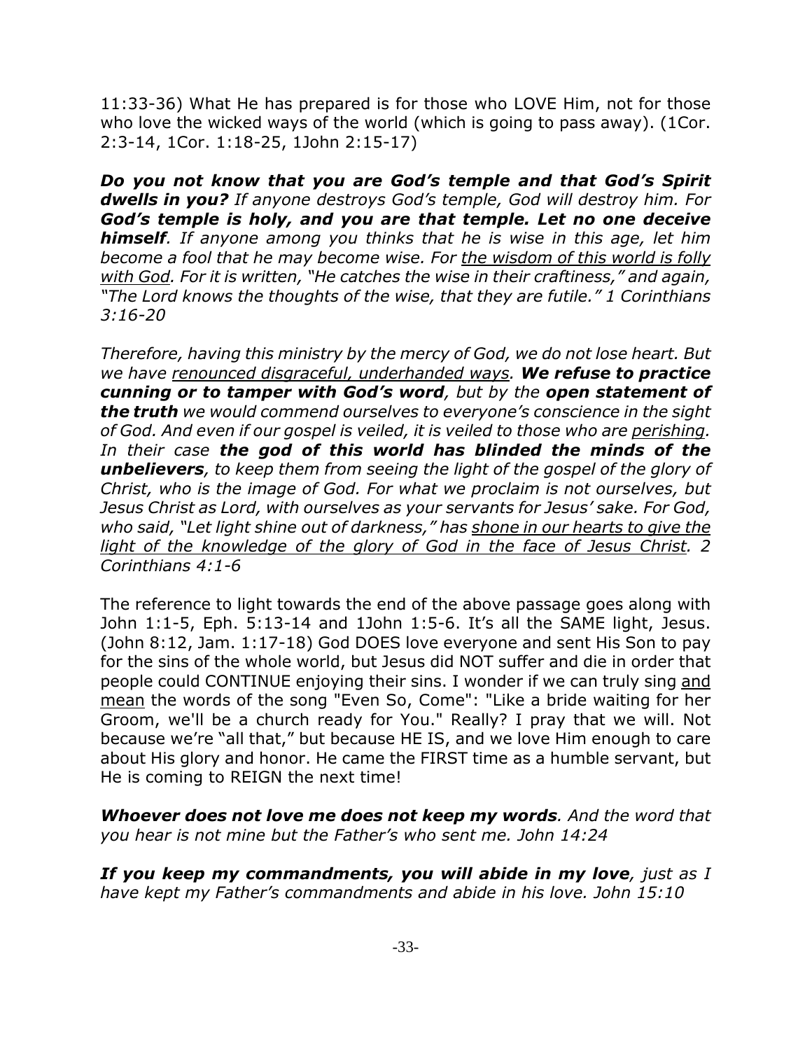11:33-36) What He has prepared is for those who LOVE Him, not for those who love the wicked ways of the world (which is going to pass away). (1Cor. 2:3-14, 1Cor. 1:18-25, 1John 2:15-17)

***Do you not know that you are God's temple and that God's Spirit dwells in you?*** *If anyone destroys God's temple, God will destroy him. For* ***God's temple is holy, and you are that temple. Let no one deceive himself****. If anyone among you thinks that he is wise in this age, let him become a fool that he may become wise. For* <u>*the wisdom of this world is folly with God*</u>*. For it is written, "He catches the wise in their craftiness," and again, "The Lord knows the thoughts of the wise, that they are futile." 1 Corinthians 3:16-20*

*Therefore, having this ministry by the mercy of God, we do not lose heart. But we have* <u>*renounced disgraceful, underhanded ways*</u>*.* ***We refuse to practice cunning or to tamper with God's word****, but by the* ***open statement of the truth*** *we would commend ourselves to everyone's conscience in the sight of God. And even if our gospel is veiled, it is veiled to those who are* <u>*perishing*</u>*. In their case* ***the god of this world has blinded the minds of the unbelievers****, to keep them from seeing the light of the gospel of the glory of Christ, who is the image of God. For what we proclaim is not ourselves, but Jesus Christ as Lord, with ourselves as your servants for Jesus' sake. For God, who said, "Let light shine out of darkness," has* <u>*shone in our hearts to give the light of the knowledge of the glory of God in the face of Jesus Christ*</u>*. 2 Corinthians 4:1-6*

The reference to light towards the end of the above passage goes along with John 1:1-5, Eph. 5:13-14 and 1John 1:5-6. It's all the SAME light, Jesus. (John 8:12, Jam. 1:17-18) God DOES love everyone and sent His Son to pay for the sins of the whole world, but Jesus did NOT suffer and die in order that people could CONTINUE enjoying their sins. I wonder if we can truly sing <u>and mean</u> the words of the song "Even So, Come": "Like a bride waiting for her Groom, we'll be a church ready for You." Really? I pray that we will. Not because we're "all that," but because HE IS, and we love Him enough to care about His glory and honor. He came the FIRST time as a humble servant, but He is coming to REIGN the next time!

***Whoever does not love me does not keep my words****. And the word that you hear is not mine but the Father's who sent me. John 14:24*

***If you keep my commandments, you will abide in my love****, just as I have kept my Father's commandments and abide in his love. John 15:10*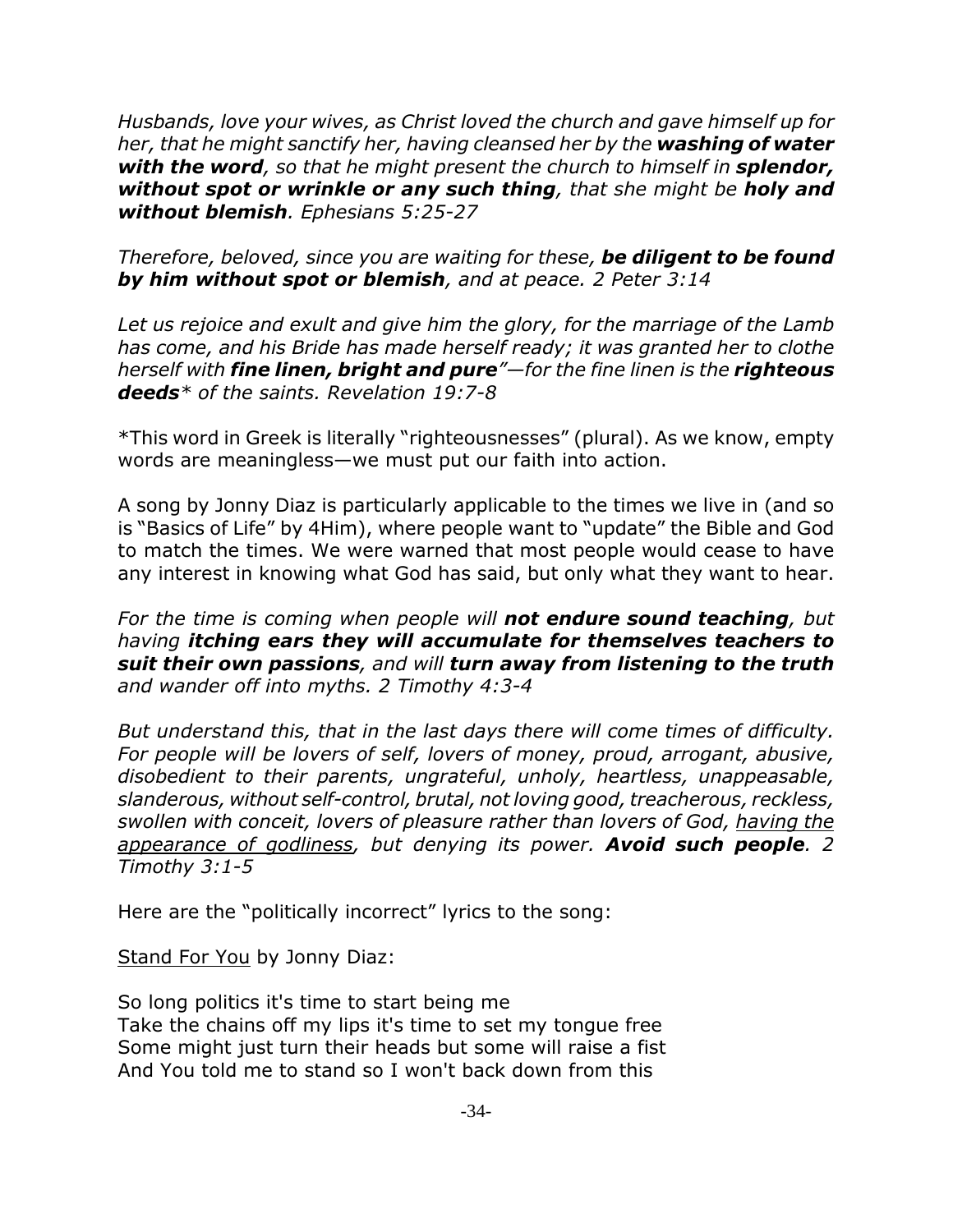*Husbands, love your wives, as Christ loved the church and gave himself up for her, that he might sanctify her, having cleansed her by the **washing of water with the word**, so that he might present the church to himself in **splendor, without spot or wrinkle or any such thing**, that she might be **holy and without blemish**. Ephesians 5:25-27*

*Therefore, beloved, since you are waiting for these, **be diligent to be found by him without spot or blemish**, and at peace. 2 Peter 3:14*

*Let us rejoice and exult and give him the glory, for the marriage of the Lamb has come, and his Bride has made herself ready; it was granted her to clothe herself with **fine linen, bright and pure**"—for the fine linen is the **righteous deeds**\* of the saints. Revelation 19:7-8*

\*This word in Greek is literally "righteousnesses" (plural). As we know, empty words are meaningless—we must put our faith into action.

A song by Jonny Diaz is particularly applicable to the times we live in (and so is "Basics of Life" by 4Him), where people want to "update" the Bible and God to match the times. We were warned that most people would cease to have any interest in knowing what God has said, but only what they want to hear.

*For the time is coming when people will **not endure sound teaching**, but having **itching ears they will accumulate for themselves teachers to suit their own passions**, and will **turn away from listening to the truth** and wander off into myths. 2 Timothy 4:3-4*

*But understand this, that in the last days there will come times of difficulty. For people will be lovers of self, lovers of money, proud, arrogant, abusive, disobedient to their parents, ungrateful, unholy, heartless, unappeasable, slanderous, without self-control, brutal, not loving good, treacherous, reckless, swollen with conceit, lovers of pleasure rather than lovers of God, <u>having the appearance of godliness</u>, but denying its power. **Avoid such people**. 2 Timothy 3:1-5*

Here are the "politically incorrect" lyrics to the song:

<u>Stand For You</u> by Jonny Diaz:

So long politics it's time to start being me
Take the chains off my lips it's time to set my tongue free
Some might just turn their heads but some will raise a fist
And You told me to stand so I won't back down from this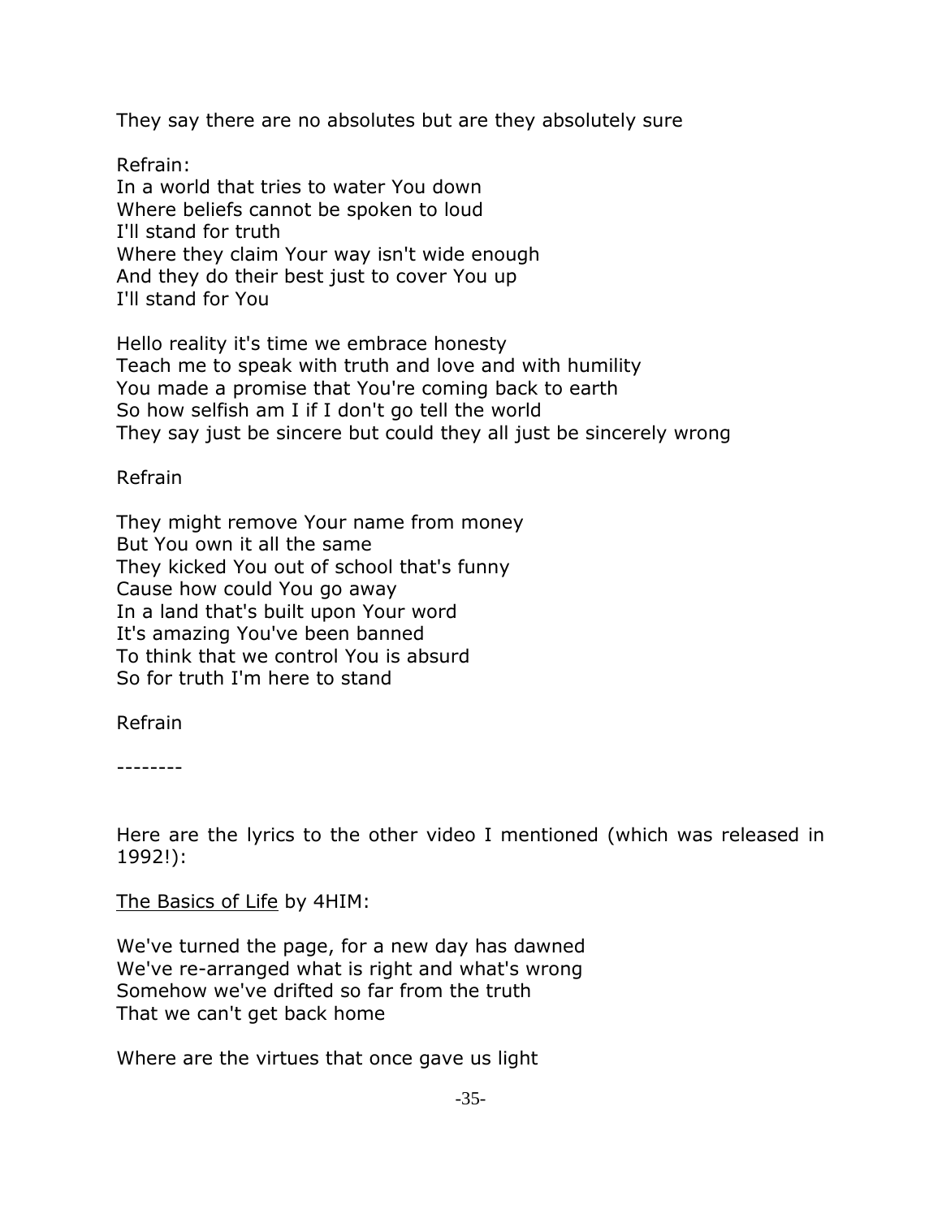They say there are no absolutes but are they absolutely sure

Refrain:
In a world that tries to water You down
Where beliefs cannot be spoken to loud
I'll stand for truth
Where they claim Your way isn't wide enough
And they do their best just to cover You up
I'll stand for You

Hello reality it's time we embrace honesty
Teach me to speak with truth and love and with humility
You made a promise that You're coming back to earth
So how selfish am I if I don't go tell the world
They say just be sincere but could they all just be sincerely wrong

Refrain

They might remove Your name from money
But You own it all the same
They kicked You out of school that's funny
Cause how could You go away
In a land that's built upon Your word
It's amazing You've been banned
To think that we control You is absurd
So for truth I'm here to stand

Refrain

--------

Here are the lyrics to the other video I mentioned (which was released in 1992!):

The Basics of Life by 4HIM:

We've turned the page, for a new day has dawned
We've re-arranged what is right and what's wrong
Somehow we've drifted so far from the truth
That we can't get back home

Where are the virtues that once gave us light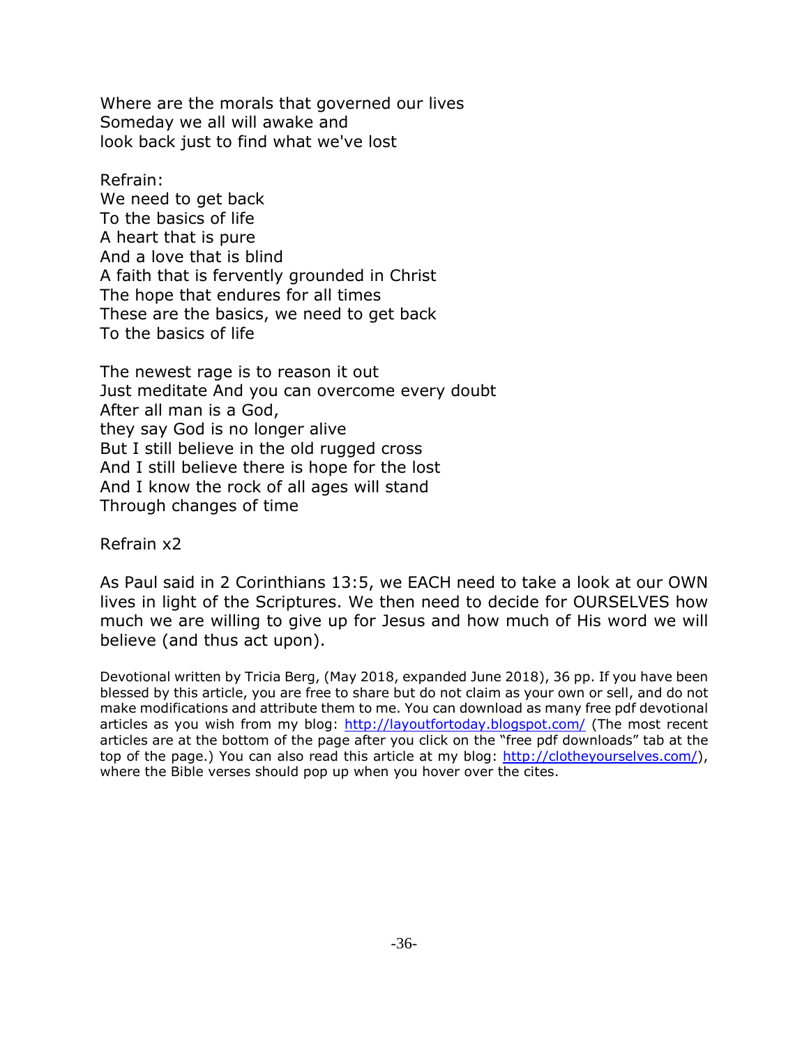Where are the morals that governed our lives  
Someday we all will awake and  
look back just to find what we've lost

Refrain:  
We need to get back  
To the basics of life  
A heart that is pure  
And a love that is blind  
A faith that is fervently grounded in Christ  
The hope that endures for all times  
These are the basics, we need to get back  
To the basics of life

The newest rage is to reason it out  
Just meditate And you can overcome every doubt  
After all man is a God,  
they say God is no longer alive  
But I still believe in the old rugged cross  
And I still believe there is hope for the lost  
And I know the rock of all ages will stand  
Through changes of time

Refrain x2

As Paul said in 2 Corinthians 13:5, we EACH need to take a look at our OWN lives in light of the Scriptures. We then need to decide for OURSELVES how much we are willing to give up for Jesus and how much of His word we will believe (and thus act upon).

Devotional written by Tricia Berg, (May 2018, expanded June 2018), 36 pp. If you have been blessed by this article, you are free to share but do not claim as your own or sell, and do not make modifications and attribute them to me. You can download as many free pdf devotional articles as you wish from my blog: http://layoutfortoday.blogspot.com/ (The most recent articles are at the bottom of the page after you click on the "free pdf downloads" tab at the top of the page.) You can also read this article at my blog: http://clotheyourselves.com/), where the Bible verses should pop up when you hover over the cites.